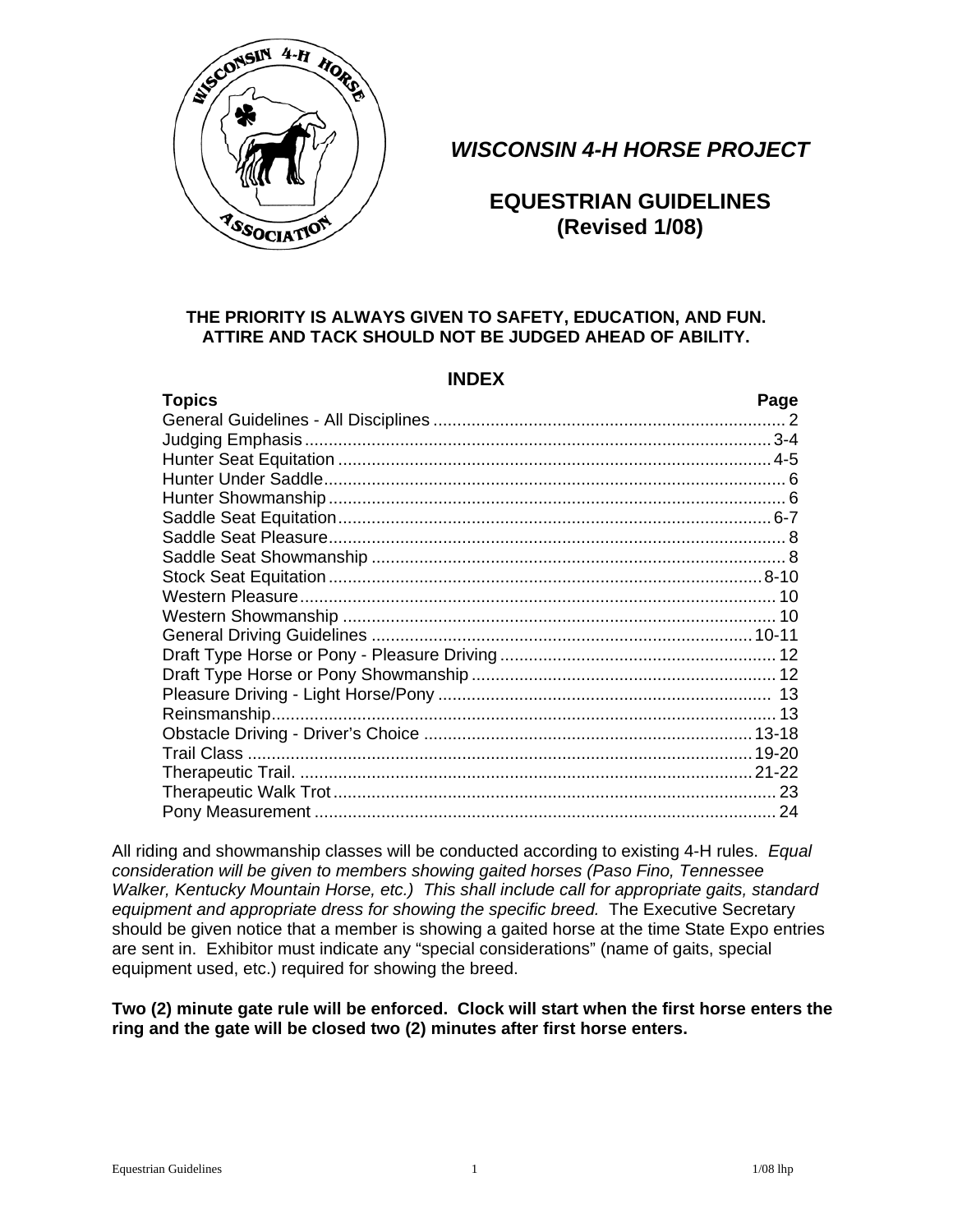# *WISCONSIN 4-H HORSE PROJECT*

## EQUESTRIAN GUIDELINES
## (Revised 1/08)

**THE PRIORITY IS ALWAYS GIVEN TO SAFETY, EDUCATION, AND FUN.**
**ATTIRE AND TACK SHOULD NOT BE JUDGED AHEAD OF ABILITY.**

### INDEX

| Topics | Page |
| --- | --- |
| General Guidelines - All Disciplines | 2 |
| Judging Emphasis | 3-4 |
| Hunter Seat Equitation | 4-5 |
| Hunter Under Saddle | 6 |
| Hunter Showmanship | 6 |
| Saddle Seat Equitation | 6-7 |
| Saddle Seat Pleasure | 8 |
| Saddle Seat Showmanship | 8 |
| Stock Seat Equitation | 8-10 |
| Western Pleasure | 10 |
| Western Showmanship | 10 |
| General Driving Guidelines | 10-11 |
| Draft Type Horse or Pony - Pleasure Driving | 12 |
| Draft Type Horse or Pony Showmanship | 12 |
| Pleasure Driving - Light Horse/Pony | 13 |
| Reinsmanship | 13 |
| Obstacle Driving - Driver's Choice | 13-18 |
| Trail Class | 19-20 |
| Therapeutic Trail. | 21-22 |
| Therapeutic Walk Trot | 23 |
| Pony Measurement | 24 |

All riding and showmanship classes will be conducted according to existing 4-H rules. *Equal consideration will be given to members showing gaited horses (Paso Fino, Tennessee Walker, Kentucky Mountain Horse, etc.) This shall include call for appropriate gaits, standard equipment and appropriate dress for showing the specific breed.* The Executive Secretary should be given notice that a member is showing a gaited horse at the time State Expo entries are sent in. Exhibitor must indicate any "special considerations" (name of gaits, special equipment used, etc.) required for showing the breed.

**Two (2) minute gate rule will be enforced. Clock will start when the first horse enters the ring and the gate will be closed two (2) minutes after first horse enters.**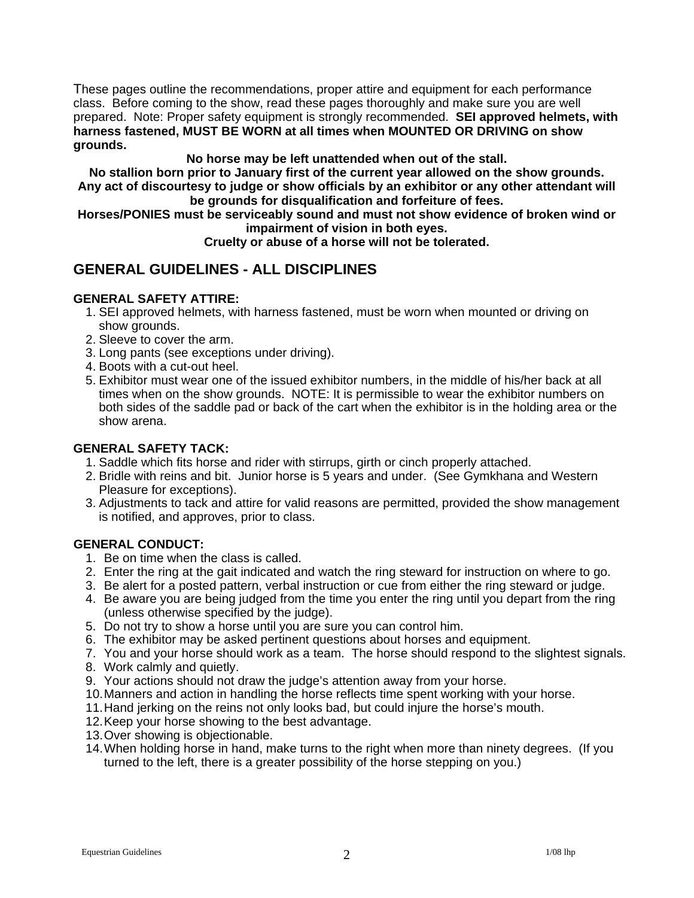These pages outline the recommendations, proper attire and equipment for each performance class. Before coming to the show, read these pages thoroughly and make sure you are well prepared. Note: Proper safety equipment is strongly recommended. **SEI approved helmets, with harness fastened, MUST BE WORN at all times when MOUNTED OR DRIVING on show grounds.**

**No horse may be left unattended when out of the stall.**
**No stallion born prior to January first of the current year allowed on the show grounds.**
**Any act of discourtesy to judge or show officials by an exhibitor or any other attendant will be grounds for disqualification and forfeiture of fees.**
**Horses/PONIES must be serviceably sound and must not show evidence of broken wind or impairment of vision in both eyes.**
**Cruelty or abuse of a horse will not be tolerated.**

## GENERAL GUIDELINES - ALL DISCIPLINES

### GENERAL SAFETY ATTIRE:

1. SEI approved helmets, with harness fastened, must be worn when mounted or driving on show grounds.
2. Sleeve to cover the arm.
3. Long pants (see exceptions under driving).
4. Boots with a cut-out heel.
5. Exhibitor must wear one of the issued exhibitor numbers, in the middle of his/her back at all times when on the show grounds. NOTE: It is permissible to wear the exhibitor numbers on both sides of the saddle pad or back of the cart when the exhibitor is in the holding area or the show arena.

### GENERAL SAFETY TACK:

1. Saddle which fits horse and rider with stirrups, girth or cinch properly attached.
2. Bridle with reins and bit. Junior horse is 5 years and under. (See Gymkhana and Western Pleasure for exceptions).
3. Adjustments to tack and attire for valid reasons are permitted, provided the show management is notified, and approves, prior to class.

### GENERAL CONDUCT:

1. Be on time when the class is called.
2. Enter the ring at the gait indicated and watch the ring steward for instruction on where to go.
3. Be alert for a posted pattern, verbal instruction or cue from either the ring steward or judge.
4. Be aware you are being judged from the time you enter the ring until you depart from the ring (unless otherwise specified by the judge).
5. Do not try to show a horse until you are sure you can control him.
6. The exhibitor may be asked pertinent questions about horses and equipment.
7. You and your horse should work as a team. The horse should respond to the slightest signals.
8. Work calmly and quietly.
9. Your actions should not draw the judge's attention away from your horse.
10. Manners and action in handling the horse reflects time spent working with your horse.
11. Hand jerking on the reins not only looks bad, but could injure the horse's mouth.
12. Keep your horse showing to the best advantage.
13. Over showing is objectionable.
14. When holding horse in hand, make turns to the right when more than ninety degrees. (If you turned to the left, there is a greater possibility of the horse stepping on you.)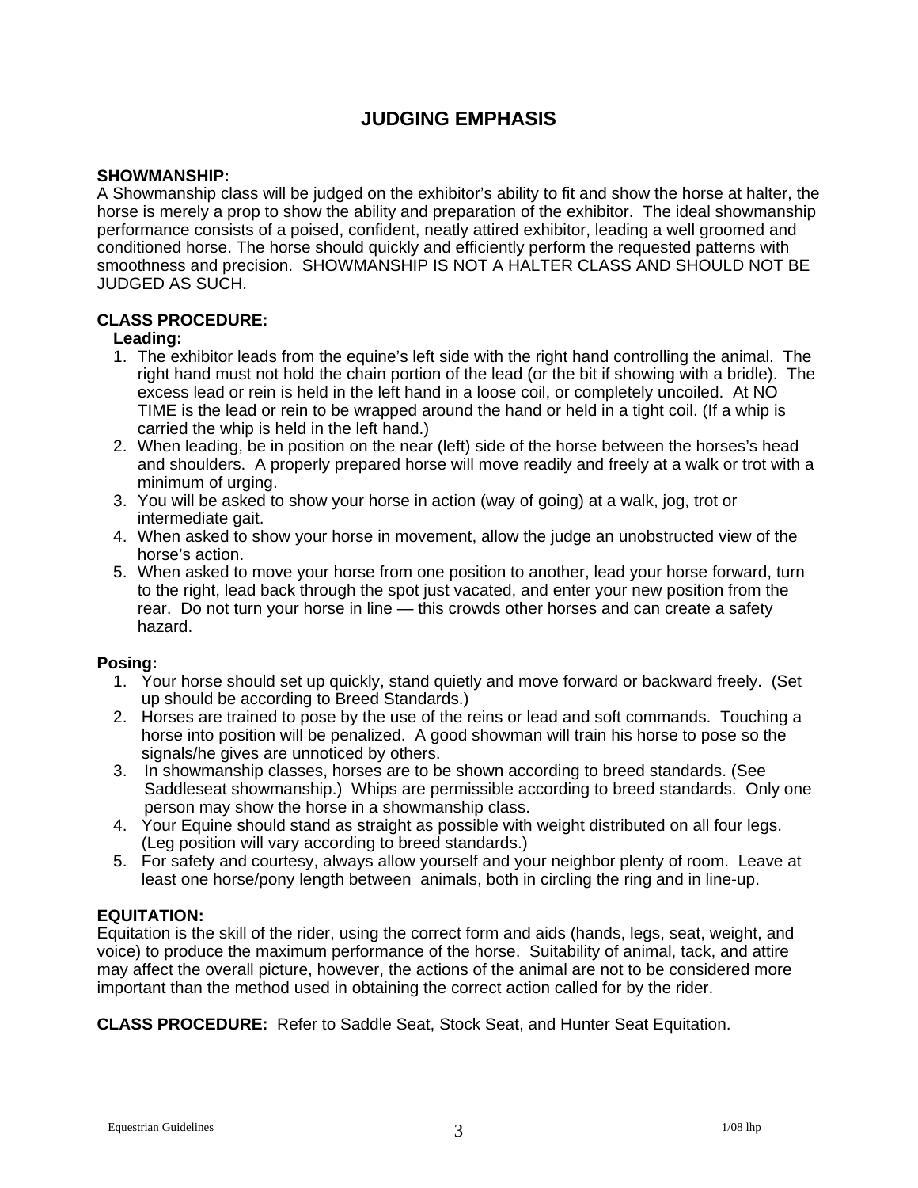# JUDGING EMPHASIS

**SHOWMANSHIP:**
A Showmanship class will be judged on the exhibitor's ability to fit and show the horse at halter, the horse is merely a prop to show the ability and preparation of the exhibitor. The ideal showmanship performance consists of a poised, confident, neatly attired exhibitor, leading a well groomed and conditioned horse. The horse should quickly and efficiently perform the requested patterns with smoothness and precision. SHOWMANSHIP IS NOT A HALTER CLASS AND SHOULD NOT BE JUDGED AS SUCH.

**CLASS PROCEDURE:**
**Leading:**

1. The exhibitor leads from the equine's left side with the right hand controlling the animal. The right hand must not hold the chain portion of the lead (or the bit if showing with a bridle). The excess lead or rein is held in the left hand in a loose coil, or completely uncoiled. At NO TIME is the lead or rein to be wrapped around the hand or held in a tight coil. (If a whip is carried the whip is held in the left hand.)
2. When leading, be in position on the near (left) side of the horse between the horses's head and shoulders. A properly prepared horse will move readily and freely at a walk or trot with a minimum of urging.
3. You will be asked to show your horse in action (way of going) at a walk, jog, trot or intermediate gait.
4. When asked to show your horse in movement, allow the judge an unobstructed view of the horse's action.
5. When asked to move your horse from one position to another, lead your horse forward, turn to the right, lead back through the spot just vacated, and enter your new position from the rear. Do not turn your horse in line — this crowds other horses and can create a safety hazard.

**Posing:**

1. Your horse should set up quickly, stand quietly and move forward or backward freely. (Set up should be according to Breed Standards.)
2. Horses are trained to pose by the use of the reins or lead and soft commands. Touching a horse into position will be penalized. A good showman will train his horse to pose so the signals/he gives are unnoticed by others.
3. In showmanship classes, horses are to be shown according to breed standards. (See Saddleseat showmanship.) Whips are permissible according to breed standards. Only one person may show the horse in a showmanship class.
4. Your Equine should stand as straight as possible with weight distributed on all four legs. (Leg position will vary according to breed standards.)
5. For safety and courtesy, always allow yourself and your neighbor plenty of room. Leave at least one horse/pony length between animals, both in circling the ring and in line-up.

**EQUITATION:**
Equitation is the skill of the rider, using the correct form and aids (hands, legs, seat, weight, and voice) to produce the maximum performance of the horse. Suitability of animal, tack, and attire may affect the overall picture, however, the actions of the animal are not to be considered more important than the method used in obtaining the correct action called for by the rider.

**CLASS PROCEDURE:** Refer to Saddle Seat, Stock Seat, and Hunter Seat Equitation.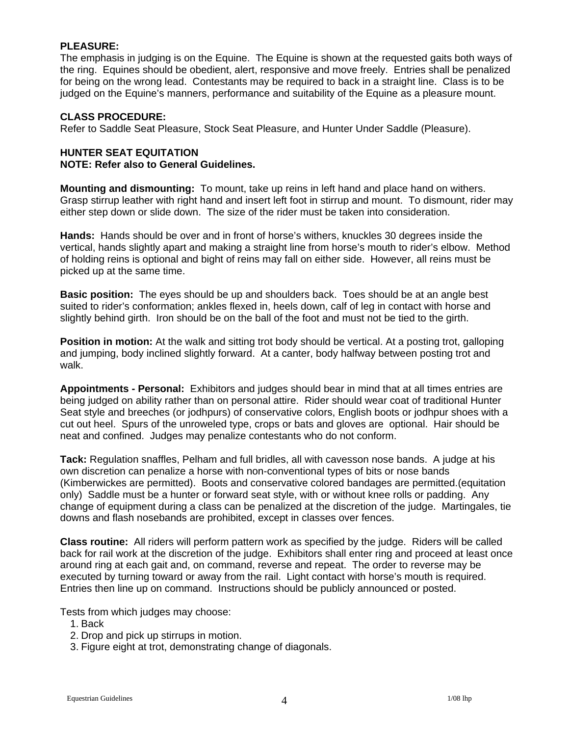**PLEASURE:**
The emphasis in judging is on the Equine. The Equine is shown at the requested gaits both ways of the ring. Equines should be obedient, alert, responsive and move freely. Entries shall be penalized for being on the wrong lead. Contestants may be required to back in a straight line. Class is to be judged on the Equine's manners, performance and suitability of the Equine as a pleasure mount.

**CLASS PROCEDURE:**
Refer to Saddle Seat Pleasure, Stock Seat Pleasure, and Hunter Under Saddle (Pleasure).

**HUNTER SEAT EQUITATION**
**NOTE: Refer also to General Guidelines.**

**Mounting and dismounting:** To mount, take up reins in left hand and place hand on withers. Grasp stirrup leather with right hand and insert left foot in stirrup and mount. To dismount, rider may either step down or slide down. The size of the rider must be taken into consideration.

**Hands:** Hands should be over and in front of horse's withers, knuckles 30 degrees inside the vertical, hands slightly apart and making a straight line from horse's mouth to rider's elbow. Method of holding reins is optional and bight of reins may fall on either side. However, all reins must be picked up at the same time.

**Basic position:** The eyes should be up and shoulders back. Toes should be at an angle best suited to rider's conformation; ankles flexed in, heels down, calf of leg in contact with horse and slightly behind girth. Iron should be on the ball of the foot and must not be tied to the girth.

**Position in motion:** At the walk and sitting trot body should be vertical. At a posting trot, galloping and jumping, body inclined slightly forward. At a canter, body halfway between posting trot and walk.

**Appointments - Personal:** Exhibitors and judges should bear in mind that at all times entries are being judged on ability rather than on personal attire. Rider should wear coat of traditional Hunter Seat style and breeches (or jodhpurs) of conservative colors, English boots or jodhpur shoes with a cut out heel. Spurs of the unroweled type, crops or bats and gloves are optional. Hair should be neat and confined. Judges may penalize contestants who do not conform.

**Tack:** Regulation snaffles, Pelham and full bridles, all with cavesson nose bands. A judge at his own discretion can penalize a horse with non-conventional types of bits or nose bands (Kimberwickes are permitted). Boots and conservative colored bandages are permitted.(equitation only) Saddle must be a hunter or forward seat style, with or without knee rolls or padding. Any change of equipment during a class can be penalized at the discretion of the judge. Martingales, tie downs and flash nosebands are prohibited, except in classes over fences.

**Class routine:** All riders will perform pattern work as specified by the judge. Riders will be called back for rail work at the discretion of the judge. Exhibitors shall enter ring and proceed at least once around ring at each gait and, on command, reverse and repeat. The order to reverse may be executed by turning toward or away from the rail. Light contact with horse's mouth is required. Entries then line up on command. Instructions should be publicly announced or posted.

Tests from which judges may choose:

1. Back
2. Drop and pick up stirrups in motion.
3. Figure eight at trot, demonstrating change of diagonals.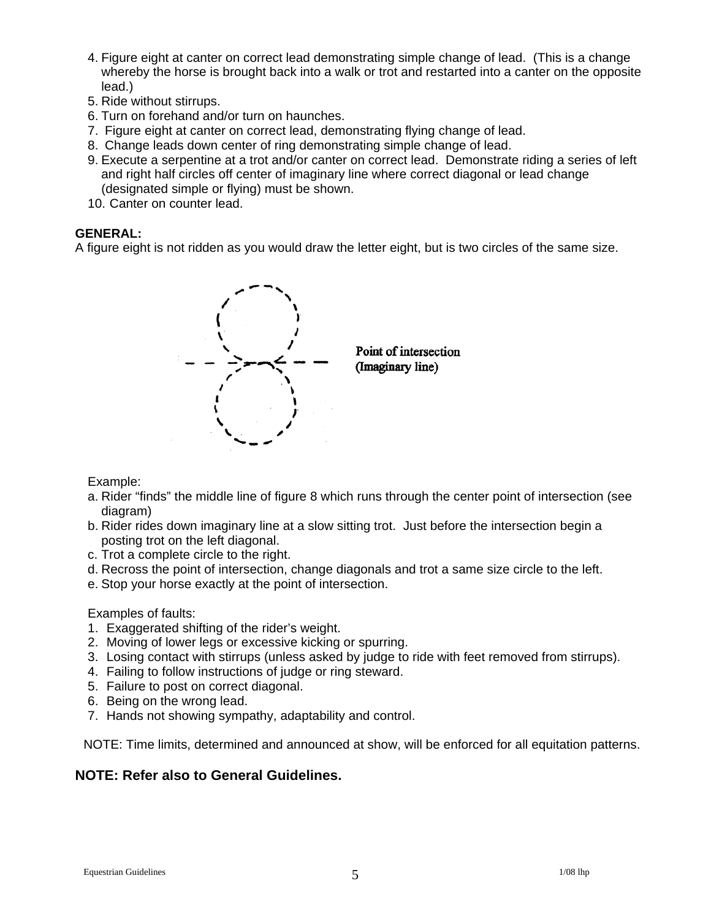4. Figure eight at canter on correct lead demonstrating simple change of lead. (This is a change whereby the horse is brought back into a walk or trot and restarted into a canter on the opposite lead.)
5. Ride without stirrups.
6. Turn on forehand and/or turn on haunches.
7. Figure eight at canter on correct lead, demonstrating flying change of lead.
8. Change leads down center of ring demonstrating simple change of lead.
9. Execute a serpentine at a trot and/or canter on correct lead. Demonstrate riding a series of left and right half circles off center of imaginary line where correct diagonal or lead change (designated simple or flying) must be shown.
10. Canter on counter lead.

**GENERAL:**

A figure eight is not ridden as you would draw the letter eight, but is two circles of the same size.

Point of intersection (Imaginary line)

Example:

a. Rider "finds" the middle line of figure 8 which runs through the center point of intersection (see diagram)
b. Rider rides down imaginary line at a slow sitting trot. Just before the intersection begin a posting trot on the left diagonal.
c. Trot a complete circle to the right.
d. Recross the point of intersection, change diagonals and trot a same size circle to the left.
e. Stop your horse exactly at the point of intersection.

Examples of faults:

1. Exaggerated shifting of the rider's weight.
2. Moving of lower legs or excessive kicking or spurring.
3. Losing contact with stirrups (unless asked by judge to ride with feet removed from stirrups).
4. Failing to follow instructions of judge or ring steward.
5. Failure to post on correct diagonal.
6. Being on the wrong lead.
7. Hands not showing sympathy, adaptability and control.

NOTE: Time limits, determined and announced at show, will be enforced for all equitation patterns.

**NOTE: Refer also to General Guidelines.**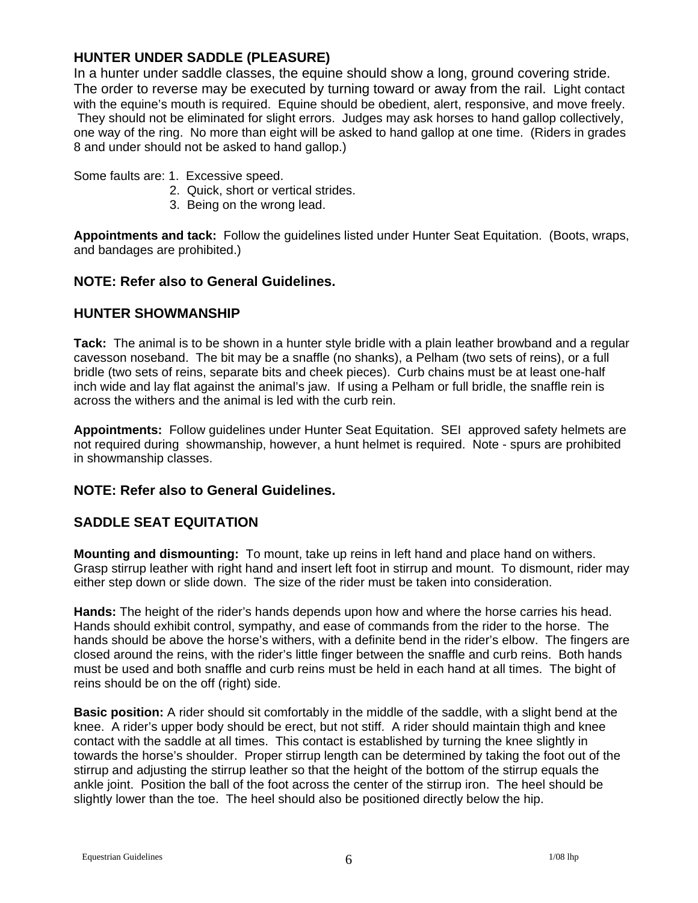## HUNTER UNDER SADDLE (PLEASURE)

In a hunter under saddle classes, the equine should show a long, ground covering stride. The order to reverse may be executed by turning toward or away from the rail. Light contact with the equine's mouth is required. Equine should be obedient, alert, responsive, and move freely. They should not be eliminated for slight errors. Judges may ask horses to hand gallop collectively, one way of the ring. No more than eight will be asked to hand gallop at one time. (Riders in grades 8 and under should not be asked to hand gallop.)

Some faults are:
1. Excessive speed.
2. Quick, short or vertical strides.
3. Being on the wrong lead.

**Appointments and tack:** Follow the guidelines listed under Hunter Seat Equitation. (Boots, wraps, and bandages are prohibited.)

### NOTE: Refer also to General Guidelines.

## HUNTER SHOWMANSHIP

**Tack:** The animal is to be shown in a hunter style bridle with a plain leather browband and a regular cavesson noseband. The bit may be a snaffle (no shanks), a Pelham (two sets of reins), or a full bridle (two sets of reins, separate bits and cheek pieces). Curb chains must be at least one-half inch wide and lay flat against the animal's jaw. If using a Pelham or full bridle, the snaffle rein is across the withers and the animal is led with the curb rein.

**Appointments:** Follow guidelines under Hunter Seat Equitation. SEI approved safety helmets are not required during showmanship, however, a hunt helmet is required. Note - spurs are prohibited in showmanship classes.

### NOTE: Refer also to General Guidelines.

## SADDLE SEAT EQUITATION

**Mounting and dismounting:** To mount, take up reins in left hand and place hand on withers. Grasp stirrup leather with right hand and insert left foot in stirrup and mount. To dismount, rider may either step down or slide down. The size of the rider must be taken into consideration.

**Hands:** The height of the rider's hands depends upon how and where the horse carries his head. Hands should exhibit control, sympathy, and ease of commands from the rider to the horse. The hands should be above the horse's withers, with a definite bend in the rider's elbow. The fingers are closed around the reins, with the rider's little finger between the snaffle and curb reins. Both hands must be used and both snaffle and curb reins must be held in each hand at all times. The bight of reins should be on the off (right) side.

**Basic position:** A rider should sit comfortably in the middle of the saddle, with a slight bend at the knee. A rider's upper body should be erect, but not stiff. A rider should maintain thigh and knee contact with the saddle at all times. This contact is established by turning the knee slightly in towards the horse's shoulder. Proper stirrup length can be determined by taking the foot out of the stirrup and adjusting the stirrup leather so that the height of the bottom of the stirrup equals the ankle joint. Position the ball of the foot across the center of the stirrup iron. The heel should be slightly lower than the toe. The heel should also be positioned directly below the hip.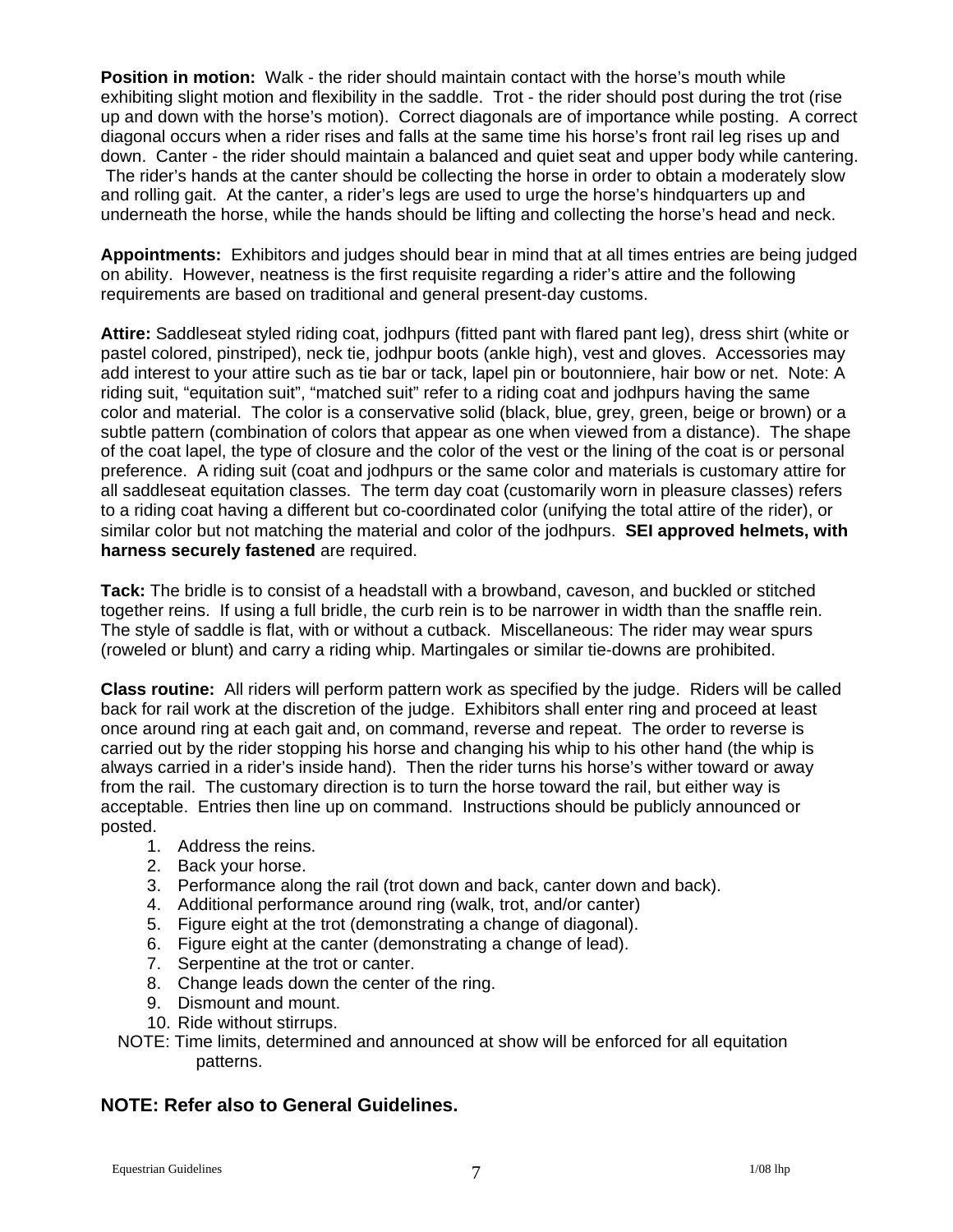**Position in motion:** Walk - the rider should maintain contact with the horse's mouth while exhibiting slight motion and flexibility in the saddle. Trot - the rider should post during the trot (rise up and down with the horse's motion). Correct diagonals are of importance while posting. A correct diagonal occurs when a rider rises and falls at the same time his horse's front rail leg rises up and down. Canter - the rider should maintain a balanced and quiet seat and upper body while cantering. The rider's hands at the canter should be collecting the horse in order to obtain a moderately slow and rolling gait. At the canter, a rider's legs are used to urge the horse's hindquarters up and underneath the horse, while the hands should be lifting and collecting the horse's head and neck.

**Appointments:** Exhibitors and judges should bear in mind that at all times entries are being judged on ability. However, neatness is the first requisite regarding a rider's attire and the following requirements are based on traditional and general present-day customs.

**Attire:** Saddleseat styled riding coat, jodhpurs (fitted pant with flared pant leg), dress shirt (white or pastel colored, pinstriped), neck tie, jodhpur boots (ankle high), vest and gloves. Accessories may add interest to your attire such as tie bar or tack, lapel pin or boutonniere, hair bow or net. Note: A riding suit, "equitation suit", "matched suit" refer to a riding coat and jodhpurs having the same color and material. The color is a conservative solid (black, blue, grey, green, beige or brown) or a subtle pattern (combination of colors that appear as one when viewed from a distance). The shape of the coat lapel, the type of closure and the color of the vest or the lining of the coat is or personal preference. A riding suit (coat and jodhpurs or the same color and materials is customary attire for all saddleseat equitation classes. The term day coat (customarily worn in pleasure classes) refers to a riding coat having a different but co-coordinated color (unifying the total attire of the rider), or similar color but not matching the material and color of the jodhpurs. **SEI approved helmets, with harness securely fastened** are required.

**Tack:** The bridle is to consist of a headstall with a browband, caveson, and buckled or stitched together reins. If using a full bridle, the curb rein is to be narrower in width than the snaffle rein. The style of saddle is flat, with or without a cutback. Miscellaneous: The rider may wear spurs (roweled or blunt) and carry a riding whip. Martingales or similar tie-downs are prohibited.

**Class routine:** All riders will perform pattern work as specified by the judge. Riders will be called back for rail work at the discretion of the judge. Exhibitors shall enter ring and proceed at least once around ring at each gait and, on command, reverse and repeat. The order to reverse is carried out by the rider stopping his horse and changing his whip to his other hand (the whip is always carried in a rider's inside hand). Then the rider turns his horse's wither toward or away from the rail. The customary direction is to turn the horse toward the rail, but either way is acceptable. Entries then line up on command. Instructions should be publicly announced or posted.

1. Address the reins.
2. Back your horse.
3. Performance along the rail (trot down and back, canter down and back).
4. Additional performance around ring (walk, trot, and/or canter)
5. Figure eight at the trot (demonstrating a change of diagonal).
6. Figure eight at the canter (demonstrating a change of lead).
7. Serpentine at the trot or canter.
8. Change leads down the center of the ring.
9. Dismount and mount.
10. Ride without stirrups.

NOTE: Time limits, determined and announced at show will be enforced for all equitation patterns.

## NOTE: Refer also to General Guidelines.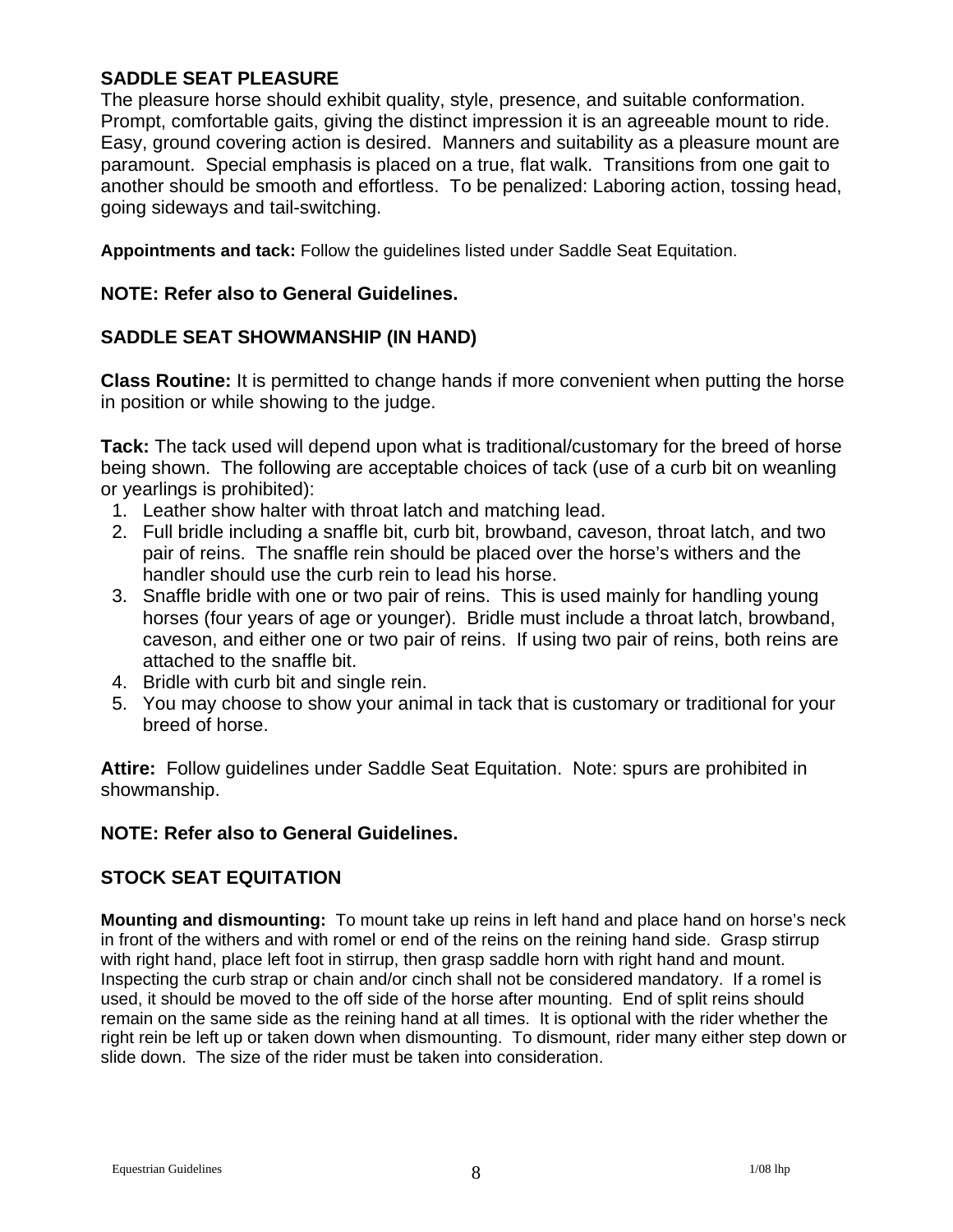## SADDLE SEAT PLEASURE

The pleasure horse should exhibit quality, style, presence, and suitable conformation. Prompt, comfortable gaits, giving the distinct impression it is an agreeable mount to ride. Easy, ground covering action is desired. Manners and suitability as a pleasure mount are paramount. Special emphasis is placed on a true, flat walk. Transitions from one gait to another should be smooth and effortless. To be penalized: Laboring action, tossing head, going sideways and tail-switching.

**Appointments and tack:** Follow the guidelines listed under Saddle Seat Equitation.

**NOTE: Refer also to General Guidelines.**

## SADDLE SEAT SHOWMANSHIP (IN HAND)

**Class Routine:** It is permitted to change hands if more convenient when putting the horse in position or while showing to the judge.

**Tack:** The tack used will depend upon what is traditional/customary for the breed of horse being shown. The following are acceptable choices of tack (use of a curb bit on weanling or yearlings is prohibited):

1. Leather show halter with throat latch and matching lead.
2. Full bridle including a snaffle bit, curb bit, browband, caveson, throat latch, and two pair of reins. The snaffle rein should be placed over the horse's withers and the handler should use the curb rein to lead his horse.
3. Snaffle bridle with one or two pair of reins. This is used mainly for handling young horses (four years of age or younger). Bridle must include a throat latch, browband, caveson, and either one or two pair of reins. If using two pair of reins, both reins are attached to the snaffle bit.
4. Bridle with curb bit and single rein.
5. You may choose to show your animal in tack that is customary or traditional for your breed of horse.

**Attire:** Follow guidelines under Saddle Seat Equitation. Note: spurs are prohibited in showmanship.

**NOTE: Refer also to General Guidelines.**

## STOCK SEAT EQUITATION

**Mounting and dismounting:** To mount take up reins in left hand and place hand on horse's neck in front of the withers and with romel or end of the reins on the reining hand side. Grasp stirrup with right hand, place left foot in stirrup, then grasp saddle horn with right hand and mount. Inspecting the curb strap or chain and/or cinch shall not be considered mandatory. If a romel is used, it should be moved to the off side of the horse after mounting. End of split reins should remain on the same side as the reining hand at all times. It is optional with the rider whether the right rein be left up or taken down when dismounting. To dismount, rider many either step down or slide down. The size of the rider must be taken into consideration.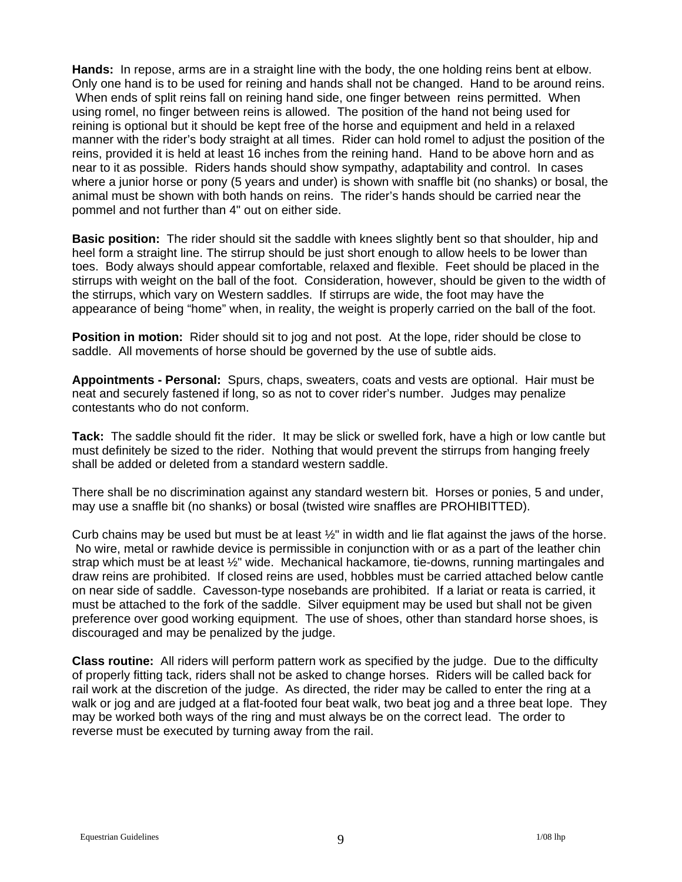**Hands:** In repose, arms are in a straight line with the body, the one holding reins bent at elbow. Only one hand is to be used for reining and hands shall not be changed. Hand to be around reins. When ends of split reins fall on reining hand side, one finger between reins permitted. When using romel, no finger between reins is allowed. The position of the hand not being used for reining is optional but it should be kept free of the horse and equipment and held in a relaxed manner with the rider's body straight at all times. Rider can hold romel to adjust the position of the reins, provided it is held at least 16 inches from the reining hand. Hand to be above horn and as near to it as possible. Riders hands should show sympathy, adaptability and control. In cases where a junior horse or pony (5 years and under) is shown with snaffle bit (no shanks) or bosal, the animal must be shown with both hands on reins. The rider's hands should be carried near the pommel and not further than 4" out on either side.

**Basic position:** The rider should sit the saddle with knees slightly bent so that shoulder, hip and heel form a straight line. The stirrup should be just short enough to allow heels to be lower than toes. Body always should appear comfortable, relaxed and flexible. Feet should be placed in the stirrups with weight on the ball of the foot. Consideration, however, should be given to the width of the stirrups, which vary on Western saddles. If stirrups are wide, the foot may have the appearance of being "home" when, in reality, the weight is properly carried on the ball of the foot.

**Position in motion:** Rider should sit to jog and not post. At the lope, rider should be close to saddle. All movements of horse should be governed by the use of subtle aids.

**Appointments - Personal:** Spurs, chaps, sweaters, coats and vests are optional. Hair must be neat and securely fastened if long, so as not to cover rider's number. Judges may penalize contestants who do not conform.

**Tack:** The saddle should fit the rider. It may be slick or swelled fork, have a high or low cantle but must definitely be sized to the rider. Nothing that would prevent the stirrups from hanging freely shall be added or deleted from a standard western saddle.

There shall be no discrimination against any standard western bit. Horses or ponies, 5 and under, may use a snaffle bit (no shanks) or bosal (twisted wire snaffles are PROHIBITTED).

Curb chains may be used but must be at least ½" in width and lie flat against the jaws of the horse. No wire, metal or rawhide device is permissible in conjunction with or as a part of the leather chin strap which must be at least ½" wide. Mechanical hackamore, tie-downs, running martingales and draw reins are prohibited. If closed reins are used, hobbles must be carried attached below cantle on near side of saddle. Cavesson-type nosebands are prohibited. If a lariat or reata is carried, it must be attached to the fork of the saddle. Silver equipment may be used but shall not be given preference over good working equipment. The use of shoes, other than standard horse shoes, is discouraged and may be penalized by the judge.

**Class routine:** All riders will perform pattern work as specified by the judge. Due to the difficulty of properly fitting tack, riders shall not be asked to change horses. Riders will be called back for rail work at the discretion of the judge. As directed, the rider may be called to enter the ring at a walk or jog and are judged at a flat-footed four beat walk, two beat jog and a three beat lope. They may be worked both ways of the ring and must always be on the correct lead. The order to reverse must be executed by turning away from the rail.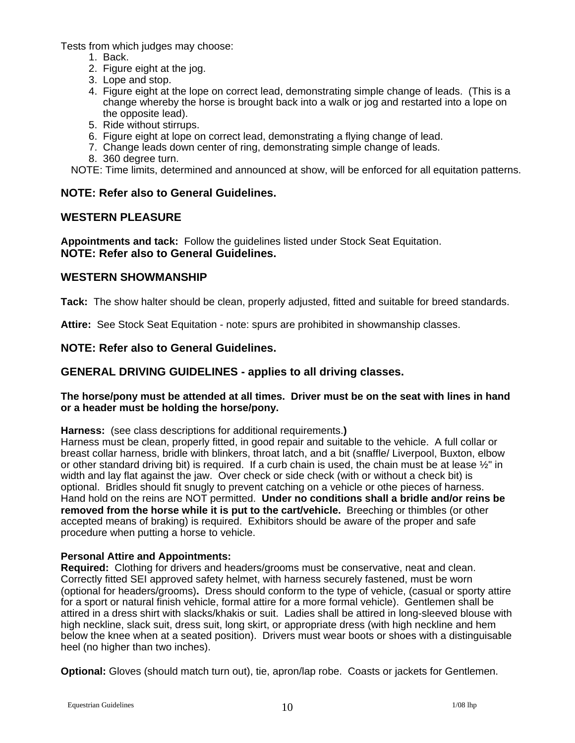Tests from which judges may choose:

1. Back.
2. Figure eight at the jog.
3. Lope and stop.
4. Figure eight at the lope on correct lead, demonstrating simple change of leads. (This is a change whereby the horse is brought back into a walk or jog and restarted into a lope on the opposite lead).
5. Ride without stirrups.
6. Figure eight at lope on correct lead, demonstrating a flying change of lead.
7. Change leads down center of ring, demonstrating simple change of leads.
8. 360 degree turn.

NOTE: Time limits, determined and announced at show, will be enforced for all equitation patterns.

**NOTE: Refer also to General Guidelines.**

## WESTERN PLEASURE

**Appointments and tack:** Follow the guidelines listed under Stock Seat Equitation.
**NOTE: Refer also to General Guidelines.**

## WESTERN SHOWMANSHIP

**Tack:** The show halter should be clean, properly adjusted, fitted and suitable for breed standards.

**Attire:** See Stock Seat Equitation - note: spurs are prohibited in showmanship classes.

**NOTE: Refer also to General Guidelines.**

## GENERAL DRIVING GUIDELINES - applies to all driving classes.

**The horse/pony must be attended at all times. Driver must be on the seat with lines in hand or a header must be holding the horse/pony.**

**Harness:** (see class descriptions for additional requirements.**)**
Harness must be clean, properly fitted, in good repair and suitable to the vehicle. A full collar or breast collar harness, bridle with blinkers, throat latch, and a bit (snaffle/ Liverpool, Buxton, elbow or other standard driving bit) is required. If a curb chain is used, the chain must be at lease ½" in width and lay flat against the jaw. Over check or side check (with or without a check bit) is optional. Bridles should fit snugly to prevent catching on a vehicle or othe pieces of harness. Hand hold on the reins are NOT permitted. **Under no conditions shall a bridle and/or reins be removed from the horse while it is put to the cart/vehicle.** Breeching or thimbles (or other accepted means of braking) is required. Exhibitors should be aware of the proper and safe procedure when putting a horse to vehicle.

**Personal Attire and Appointments:**
**Required:** Clothing for drivers and headers/grooms must be conservative, neat and clean. Correctly fitted SEI approved safety helmet, with harness securely fastened, must be worn (optional for headers/grooms)**.** Dress should conform to the type of vehicle, (casual or sporty attire for a sport or natural finish vehicle, formal attire for a more formal vehicle). Gentlemen shall be attired in a dress shirt with slacks/khakis or suit. Ladies shall be attired in long-sleeved blouse with high neckline, slack suit, dress suit, long skirt, or appropriate dress (with high neckline and hem below the knee when at a seated position). Drivers must wear boots or shoes with a distinguisable heel (no higher than two inches).

**Optional:** Gloves (should match turn out), tie, apron/lap robe. Coasts or jackets for Gentlemen.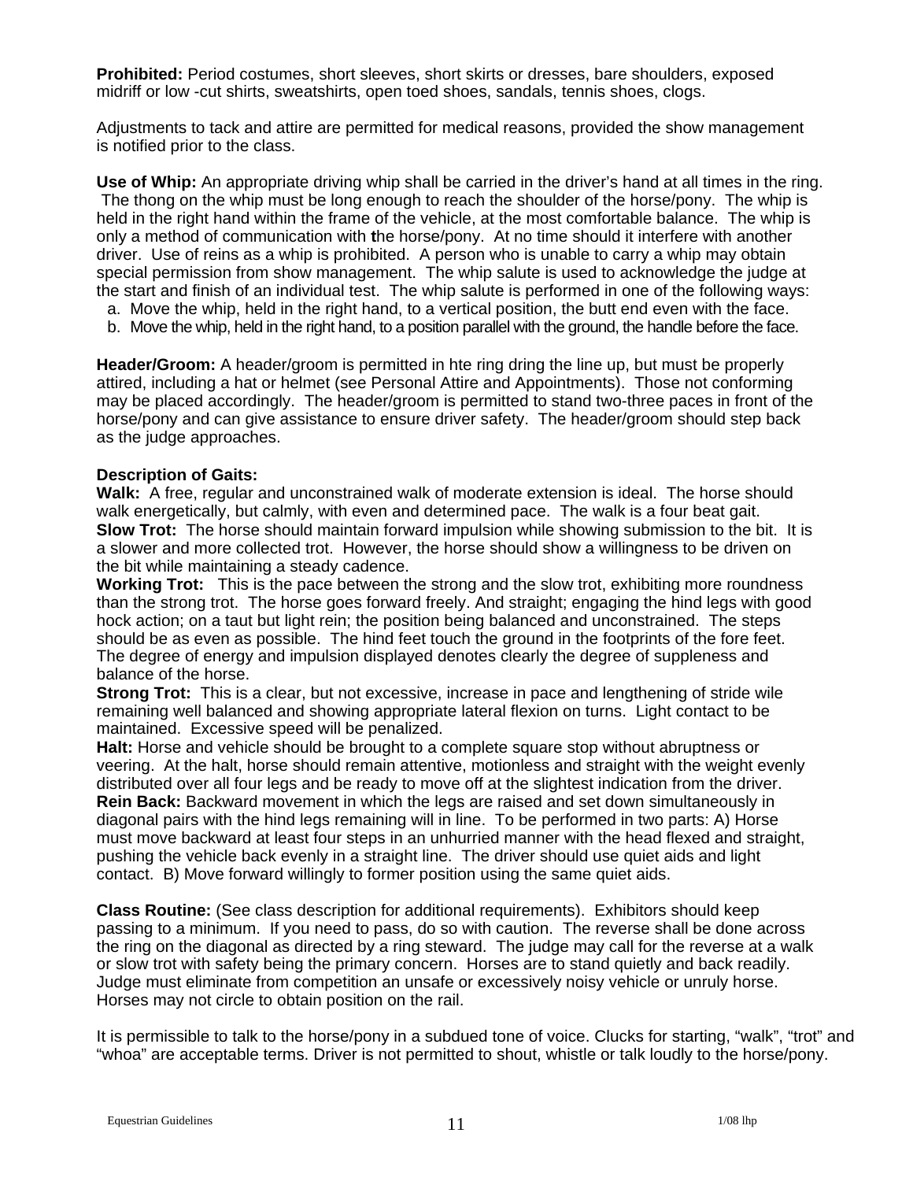**Prohibited:** Period costumes, short sleeves, short skirts or dresses, bare shoulders, exposed midriff or low -cut shirts, sweatshirts, open toed shoes, sandals, tennis shoes, clogs.

Adjustments to tack and attire are permitted for medical reasons, provided the show management is notified prior to the class.

**Use of Whip:** An appropriate driving whip shall be carried in the driver's hand at all times in the ring. The thong on the whip must be long enough to reach the shoulder of the horse/pony. The whip is held in the right hand within the frame of the vehicle, at the most comfortable balance. The whip is only a method of communication with the horse/pony. At no time should it interfere with another driver. Use of reins as a whip is prohibited. A person who is unable to carry a whip may obtain special permission from show management. The whip salute is used to acknowledge the judge at the start and finish of an individual test. The whip salute is performed in one of the following ways:

a. Move the whip, held in the right hand, to a vertical position, the butt end even with the face.
b. Move the whip, held in the right hand, to a position parallel with the ground, the handle before the face.

**Header/Groom:** A header/groom is permitted in hte ring dring the line up, but must be properly attired, including a hat or helmet (see Personal Attire and Appointments). Those not conforming may be placed accordingly. The header/groom is permitted to stand two-three paces in front of the horse/pony and can give assistance to ensure driver safety. The header/groom should step back as the judge approaches.

**Description of Gaits:**
**Walk:** A free, regular and unconstrained walk of moderate extension is ideal. The horse should walk energetically, but calmly, with even and determined pace. The walk is a four beat gait.
**Slow Trot:** The horse should maintain forward impulsion while showing submission to the bit. It is a slower and more collected trot. However, the horse should show a willingness to be driven on the bit while maintaining a steady cadence.
**Working Trot:** This is the pace between the strong and the slow trot, exhibiting more roundness than the strong trot. The horse goes forward freely. And straight; engaging the hind legs with good hock action; on a taut but light rein; the position being balanced and unconstrained. The steps should be as even as possible. The hind feet touch the ground in the footprints of the fore feet. The degree of energy and impulsion displayed denotes clearly the degree of suppleness and balance of the horse.
**Strong Trot:** This is a clear, but not excessive, increase in pace and lengthening of stride wile remaining well balanced and showing appropriate lateral flexion on turns. Light contact to be maintained. Excessive speed will be penalized.
**Halt:** Horse and vehicle should be brought to a complete square stop without abruptness or veering. At the halt, horse should remain attentive, motionless and straight with the weight evenly distributed over all four legs and be ready to move off at the slightest indication from the driver.
**Rein Back:** Backward movement in which the legs are raised and set down simultaneously in diagonal pairs with the hind legs remaining will in line. To be performed in two parts: A) Horse must move backward at least four steps in an unhurried manner with the head flexed and straight, pushing the vehicle back evenly in a straight line. The driver should use quiet aids and light contact. B) Move forward willingly to former position using the same quiet aids.

**Class Routine:** (See class description for additional requirements). Exhibitors should keep passing to a minimum. If you need to pass, do so with caution. The reverse shall be done across the ring on the diagonal as directed by a ring steward. The judge may call for the reverse at a walk or slow trot with safety being the primary concern. Horses are to stand quietly and back readily. Judge must eliminate from competition an unsafe or excessively noisy vehicle or unruly horse. Horses may not circle to obtain position on the rail.

It is permissible to talk to the horse/pony in a subdued tone of voice. Clucks for starting, "walk", "trot" and "whoa" are acceptable terms. Driver is not permitted to shout, whistle or talk loudly to the horse/pony.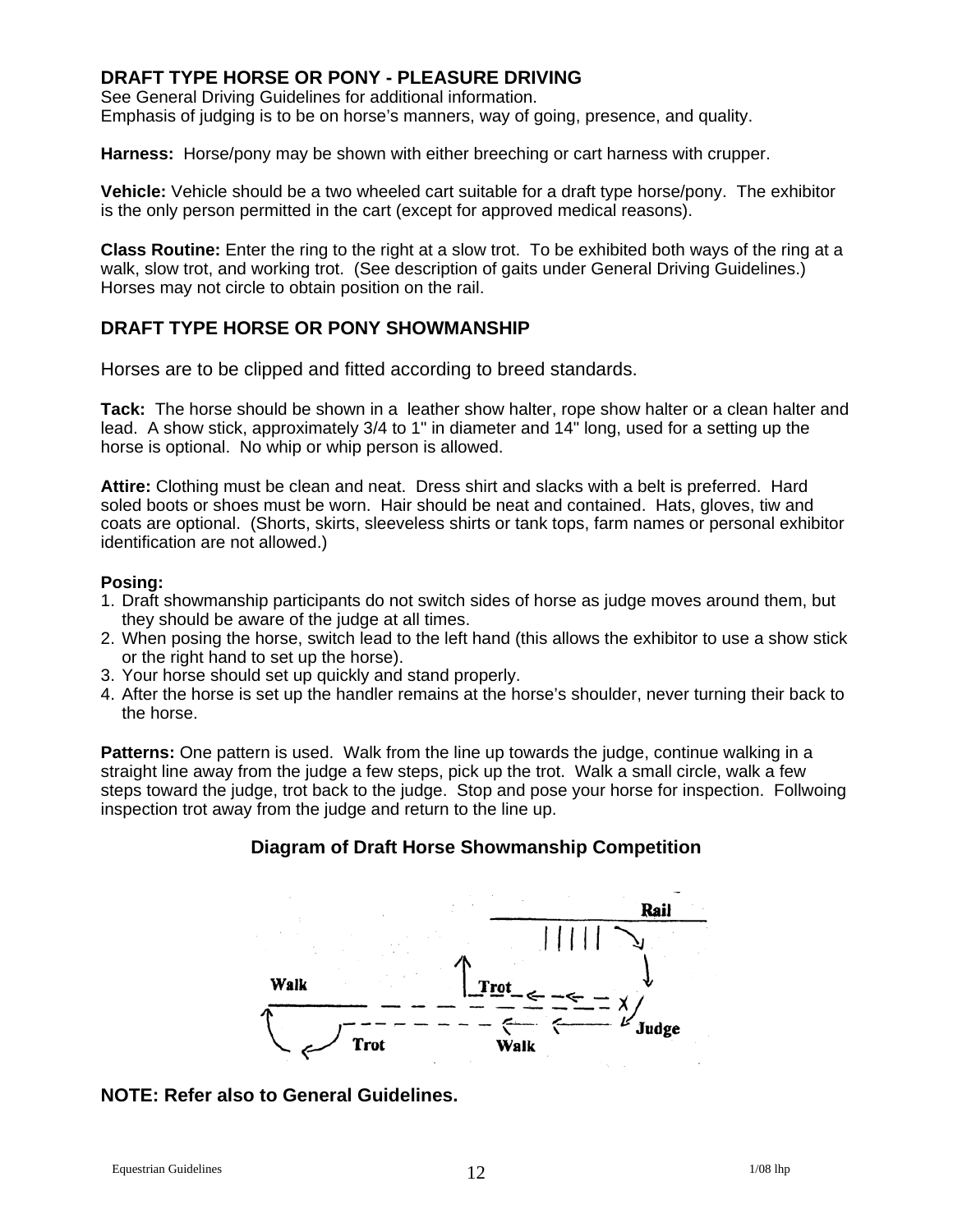## DRAFT TYPE HORSE OR PONY - PLEASURE DRIVING

See General Driving Guidelines for additional information.
Emphasis of judging is to be on horse's manners, way of going, presence, and quality.

**Harness:** Horse/pony may be shown with either breeching or cart harness with crupper.

**Vehicle:** Vehicle should be a two wheeled cart suitable for a draft type horse/pony. The exhibitor is the only person permitted in the cart (except for approved medical reasons).

**Class Routine:** Enter the ring to the right at a slow trot. To be exhibited both ways of the ring at a walk, slow trot, and working trot. (See description of gaits under General Driving Guidelines.) Horses may not circle to obtain position on the rail.

## DRAFT TYPE HORSE OR PONY SHOWMANSHIP

Horses are to be clipped and fitted according to breed standards.

**Tack:** The horse should be shown in a leather show halter, rope show halter or a clean halter and lead. A show stick, approximately 3/4 to 1" in diameter and 14" long, used for a setting up the horse is optional. No whip or whip person is allowed.

**Attire:** Clothing must be clean and neat. Dress shirt and slacks with a belt is preferred. Hard soled boots or shoes must be worn. Hair should be neat and contained. Hats, gloves, tiw and coats are optional. (Shorts, skirts, sleeveless shirts or tank tops, farm names or personal exhibitor identification are not allowed.)

**Posing:**

1. Draft showmanship participants do not switch sides of horse as judge moves around them, but they should be aware of the judge at all times.
2. When posing the horse, switch lead to the left hand (this allows the exhibitor to use a show stick or the right hand to set up the horse).
3. Your horse should set up quickly and stand properly.
4. After the horse is set up the handler remains at the horse's shoulder, never turning their back to the horse.

**Patterns:** One pattern is used. Walk from the line up towards the judge, continue walking in a straight line away from the judge a few steps, pick up the trot. Walk a small circle, walk a few steps toward the judge, trot back to the judge. Stop and pose your horse for inspection. Follwoing inspection trot away from the judge and return to the line up.

**Diagram of Draft Horse Showmanship Competition**

Rail

Walk Trot Judge

Trot Walk

**NOTE: Refer also to General Guidelines.**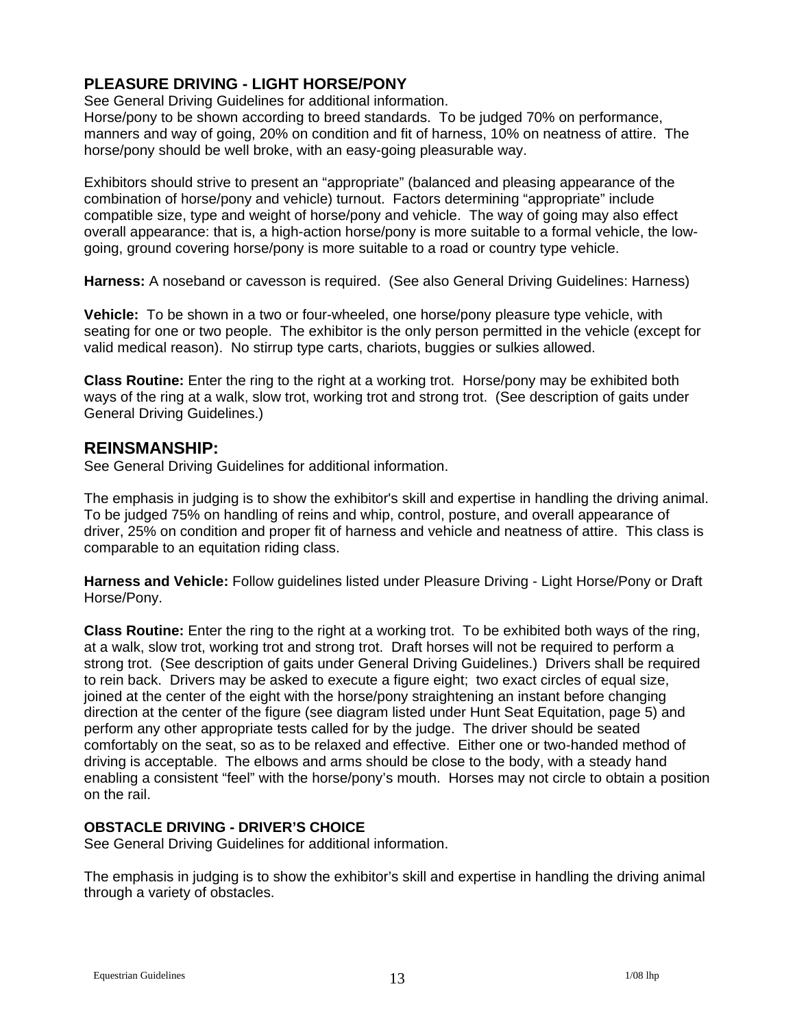### PLEASURE DRIVING - LIGHT HORSE/PONY

See General Driving Guidelines for additional information.
Horse/pony to be shown according to breed standards. To be judged 70% on performance, manners and way of going, 20% on condition and fit of harness, 10% on neatness of attire. The horse/pony should be well broke, with an easy-going pleasurable way.

Exhibitors should strive to present an "appropriate" (balanced and pleasing appearance of the combination of horse/pony and vehicle) turnout. Factors determining "appropriate" include compatible size, type and weight of horse/pony and vehicle. The way of going may also effect overall appearance: that is, a high-action horse/pony is more suitable to a formal vehicle, the low-going, ground covering horse/pony is more suitable to a road or country type vehicle.

**Harness:** A noseband or cavesson is required. (See also General Driving Guidelines: Harness)

**Vehicle:** To be shown in a two or four-wheeled, one horse/pony pleasure type vehicle, with seating for one or two people. The exhibitor is the only person permitted in the vehicle (except for valid medical reason). No stirrup type carts, chariots, buggies or sulkies allowed.

**Class Routine:** Enter the ring to the right at a working trot. Horse/pony may be exhibited both ways of the ring at a walk, slow trot, working trot and strong trot. (See description of gaits under General Driving Guidelines.)

## REINSMANSHIP:

See General Driving Guidelines for additional information.

The emphasis in judging is to show the exhibitor's skill and expertise in handling the driving animal. To be judged 75% on handling of reins and whip, control, posture, and overall appearance of driver, 25% on condition and proper fit of harness and vehicle and neatness of attire. This class is comparable to an equitation riding class.

**Harness and Vehicle:** Follow guidelines listed under Pleasure Driving - Light Horse/Pony or Draft Horse/Pony.

**Class Routine:** Enter the ring to the right at a working trot. To be exhibited both ways of the ring, at a walk, slow trot, working trot and strong trot. Draft horses will not be required to perform a strong trot. (See description of gaits under General Driving Guidelines.) Drivers shall be required to rein back. Drivers may be asked to execute a figure eight; two exact circles of equal size, joined at the center of the eight with the horse/pony straightening an instant before changing direction at the center of the figure (see diagram listed under Hunt Seat Equitation, page 5) and perform any other appropriate tests called for by the judge. The driver should be seated comfortably on the seat, so as to be relaxed and effective. Either one or two-handed method of driving is acceptable. The elbows and arms should be close to the body, with a steady hand enabling a consistent "feel" with the horse/pony's mouth. Horses may not circle to obtain a position on the rail.

### OBSTACLE DRIVING - DRIVER'S CHOICE

See General Driving Guidelines for additional information.

The emphasis in judging is to show the exhibitor's skill and expertise in handling the driving animal through a variety of obstacles.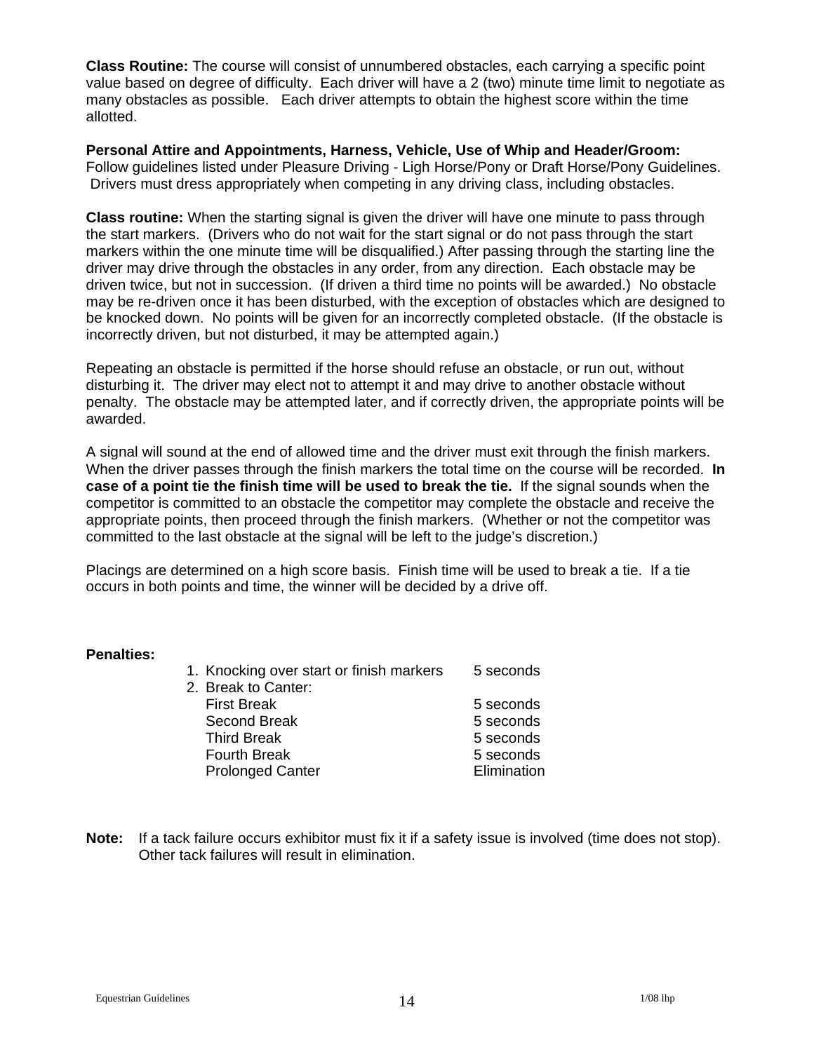**Class Routine:** The course will consist of unnumbered obstacles, each carrying a specific point value based on degree of difficulty. Each driver will have a 2 (two) minute time limit to negotiate as many obstacles as possible. Each driver attempts to obtain the highest score within the time allotted.

**Personal Attire and Appointments, Harness, Vehicle, Use of Whip and Header/Groom:** Follow guidelines listed under Pleasure Driving - Ligh Horse/Pony or Draft Horse/Pony Guidelines. Drivers must dress appropriately when competing in any driving class, including obstacles.

**Class routine:** When the starting signal is given the driver will have one minute to pass through the start markers. (Drivers who do not wait for the start signal or do not pass through the start markers within the one minute time will be disqualified.) After passing through the starting line the driver may drive through the obstacles in any order, from any direction. Each obstacle may be driven twice, but not in succession. (If driven a third time no points will be awarded.) No obstacle may be re-driven once it has been disturbed, with the exception of obstacles which are designed to be knocked down. No points will be given for an incorrectly completed obstacle. (If the obstacle is incorrectly driven, but not disturbed, it may be attempted again.)

Repeating an obstacle is permitted if the horse should refuse an obstacle, or run out, without disturbing it. The driver may elect not to attempt it and may drive to another obstacle without penalty. The obstacle may be attempted later, and if correctly driven, the appropriate points will be awarded.

A signal will sound at the end of allowed time and the driver must exit through the finish markers. When the driver passes through the finish markers the total time on the course will be recorded. **In case of a point tie the finish time will be used to break the tie.** If the signal sounds when the competitor is committed to an obstacle the competitor may complete the obstacle and receive the appropriate points, then proceed through the finish markers. (Whether or not the competitor was committed to the last obstacle at the signal will be left to the judge's discretion.)

Placings are determined on a high score basis. Finish time will be used to break a tie. If a tie occurs in both points and time, the winner will be decided by a drive off.

**Penalties:**

1. Knocking over start or finish markers — 5 seconds
2. Break to Canter:
   - First Break — 5 seconds
   - Second Break — 5 seconds
   - Third Break — 5 seconds
   - Fourth Break — 5 seconds
   - Prolonged Canter — Elimination

**Note:** If a tack failure occurs exhibitor must fix it if a safety issue is involved (time does not stop). Other tack failures will result in elimination.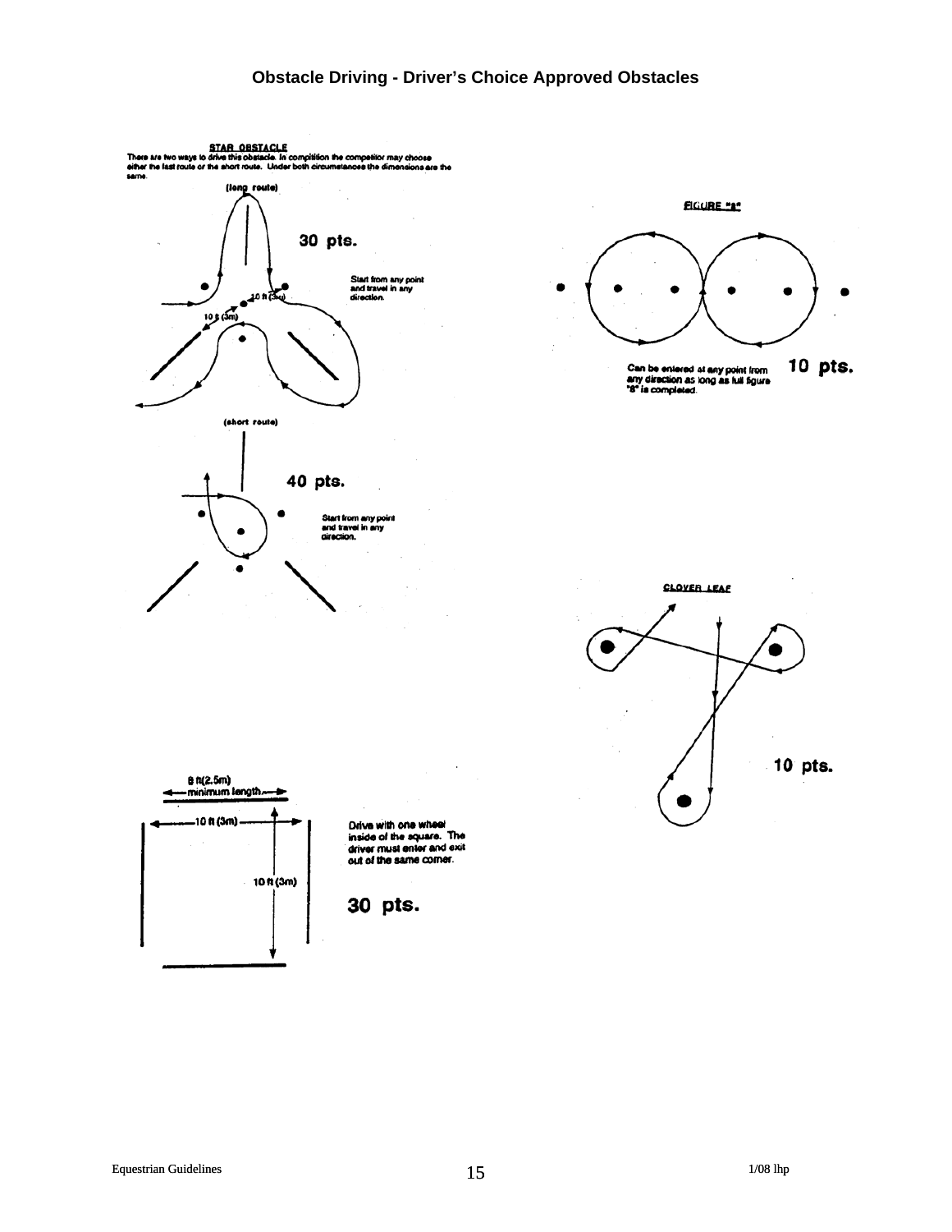# Obstacle Driving - Driver's Choice Approved Obstacles

**STAR OBSTACLE**

There are two ways to drive this obstacle. In compitition the competitor may choose either the last route or the short route. Under both circumstances the dimensions are the same.

**(long route)**

**30 pts.**

Start from any point and travel in any direction.

10 ft (3m)

10 ft (3m)

**(short route)**

**40 pts.**

Start from any point and travel in any direction.

**FIGURE "8"**

Can be entered at any point from any direction as long as full figure "8" is completed.

**10 pts.**

**CLOVER LEAF**

**10 pts.**

8 ft(2.5m) minimum length

10 ft (3m)

10 ft (3m)

Drive with one wheel inside of the square. The driver must enter and exit out of the same corner.

**30 pts.**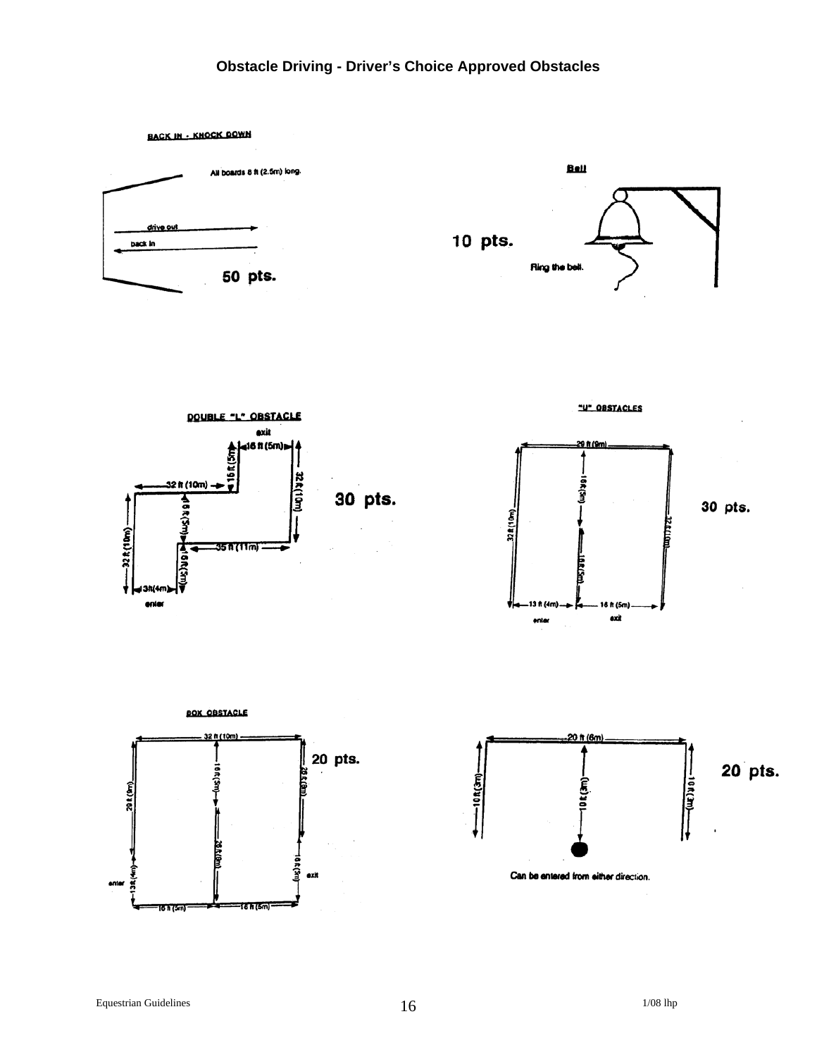# Obstacle Driving - Driver's Choice Approved Obstacles

**BACK IN - KNOCK DOWN**

All boards 8 ft (2.5m) long.

drive out

back in

50 pts.

**Bell**

10 pts.

Ring the bell.

**DOUBLE "L" OBSTACLE**

exit

16 ft (5m)

16 ft (5m)

32 ft (10m)

32 ft (10m)

16 ft (5m)

35 ft (11m)

32 ft (10m)

16 ft (5m)

13 ft (4m)

enter

30 pts.

**"U" OBSTACLES**

29 ft (9m)

16 ft (5m)

32 ft (10m)

32 ft (10m)

16 ft (5m)

13 ft (4m)

16 ft (5m)

enter

exit

30 pts.

**BOX OBSTACLE**

32 ft (10m)

16 ft (5m)

29 ft (9m)

28 ft (8m)

26 ft (8m)

13 ft (4m)

16 ft (5m)

enter

exit

16 ft (5m)

16 ft (5m)

20 pts.

20 ft (6m)

10 ft (3m)

10 ft (3m)

10 ft (3m)

20 pts.

Can be entered from either direction.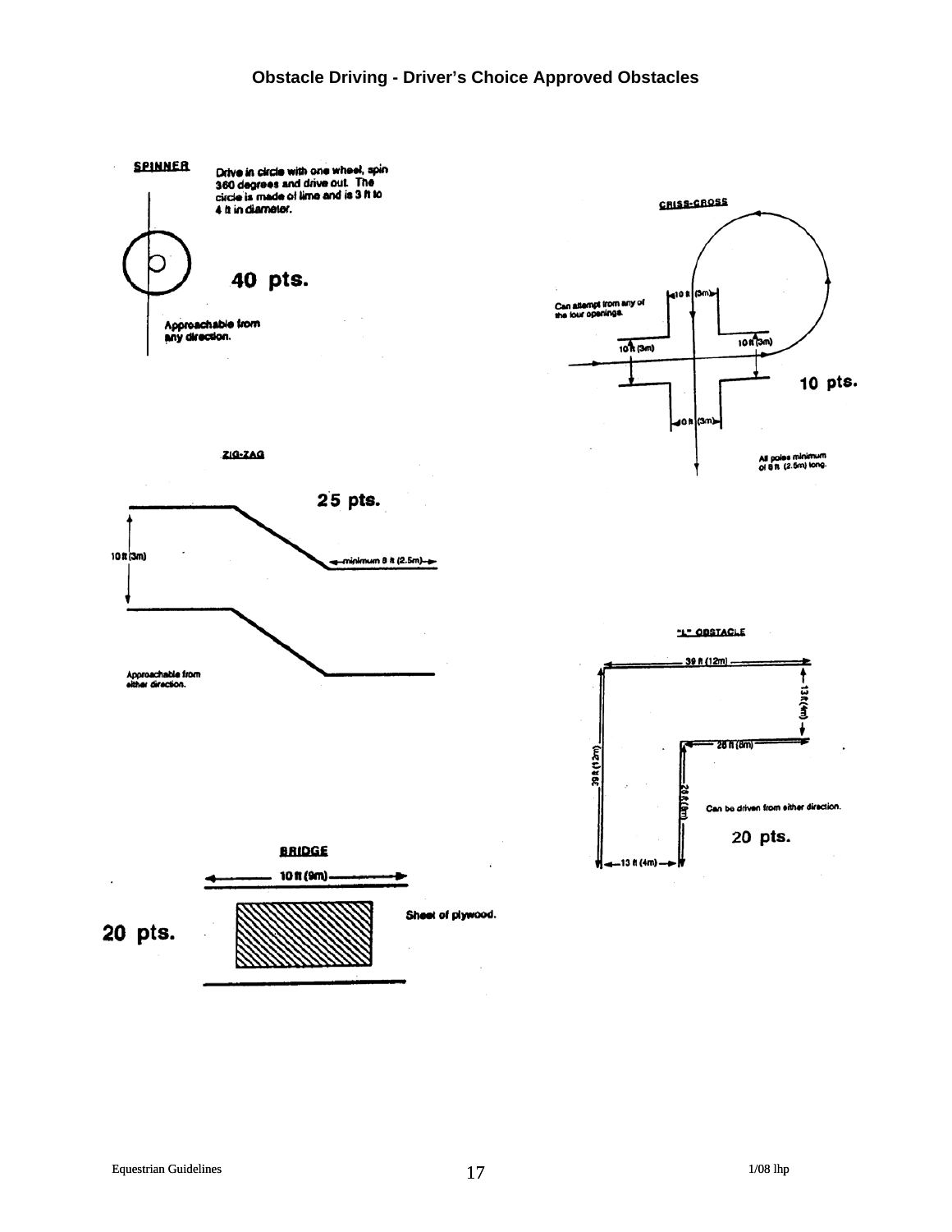# Obstacle Driving - Driver's Choice Approved Obstacles

### SPINNER

Drive in circle with one wheel, spin 360 degrees and drive out. The circle is made of lime and is 3 ft to 4 ft in diameter.

**40 pts.**

Approachable from any direction.

### CRISS-CROSS

Can attempt from any of the four openings.

10 ft (3m)

10 ft (3m)

10 ft (3m)

10 ft (3m)

**10 pts.**

All poles minimum of 8 ft (2.5m) long.

### ZIG-ZAG

**25 pts.**

10 ft (3m)

minimum 8 ft (2.5m)

Approachable from either direction.

### "L" OBSTACLE

39 ft (12m)

13 ft (4m)

26 ft (8m)

39 ft (12m)

26 ft (8m)

13 ft (4m)

Can be driven from either direction.

**20 pts.**

### BRIDGE

10 ft (9m)

Sheet of plywood.

**20 pts.**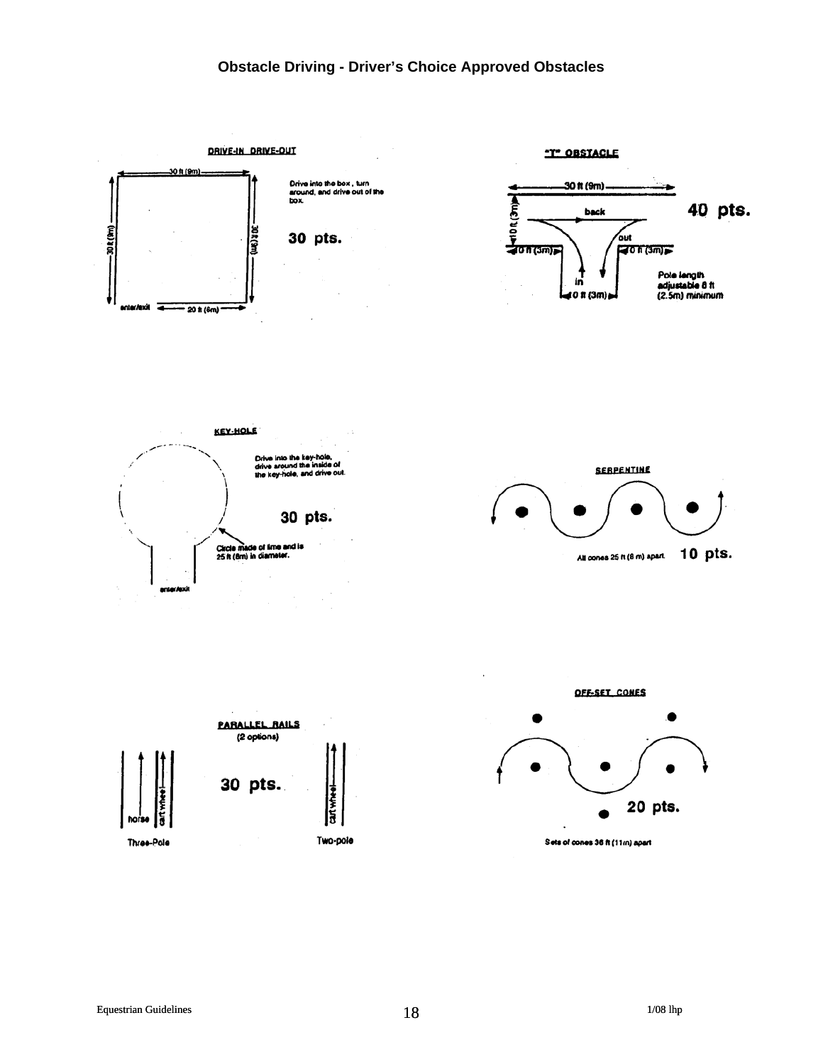# Obstacle Driving - Driver's Choice Approved Obstacles

## DRIVE-IN DRIVE-OUT

30 ft (9m)

30 ft (9m)

30 ft (9m)

enter/exit 20 ft (6m)

Drive into the box, turn around, and drive out of the box.

**30 pts.**

## "T" OBSTACLE

30 ft (9m)

10 ft (3m)

back

out

10 ft (3m) 10 ft (3m)

in

10 ft (3m)

**40 pts.**

Pole length adjustable 8 ft (2.5m) minimum

## KEY-HOLE

Drive into the key-hole, drive around the inside of the key-hole, and drive out.

**30 pts.**

Circle made of lime and is 25 ft (8m) in diameter.

enter/exit

## SERPENTINE

All cones 25 ft (8 m) apart.

**10 pts.**

## PARALLEL RAILS

(2 options)

**30 pts.**

horse

cart wheel

Three-Pole

cart wheel

Two-pole

## OFF-SET CONES

**20 pts.**

Sets of cones 36 ft (11m) apart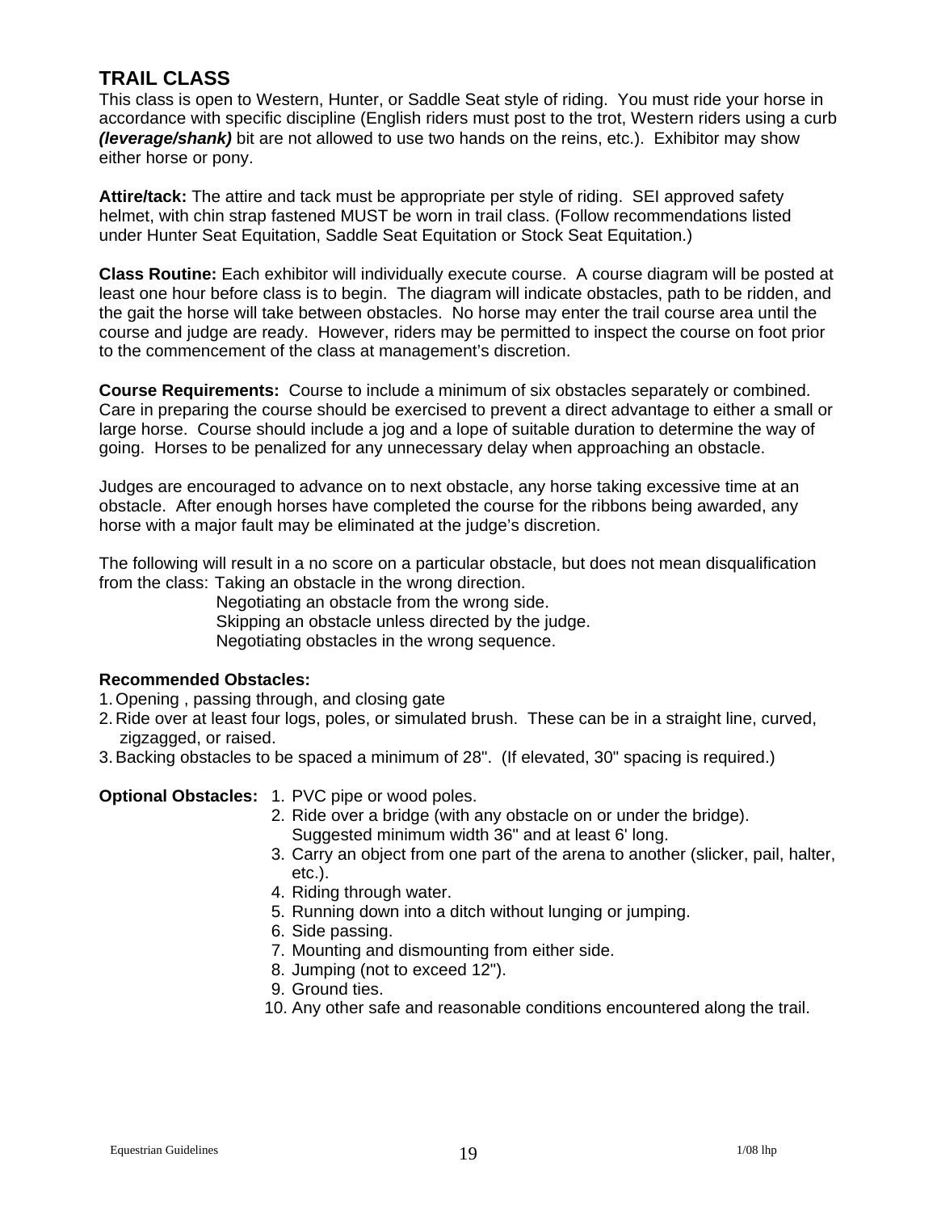## TRAIL CLASS

This class is open to Western, Hunter, or Saddle Seat style of riding. You must ride your horse in accordance with specific discipline (English riders must post to the trot, Western riders using a curb ***(leverage/shank)*** bit are not allowed to use two hands on the reins, etc.). Exhibitor may show either horse or pony.

**Attire/tack:** The attire and tack must be appropriate per style of riding. SEI approved safety helmet, with chin strap fastened MUST be worn in trail class. (Follow recommendations listed under Hunter Seat Equitation, Saddle Seat Equitation or Stock Seat Equitation.)

**Class Routine:** Each exhibitor will individually execute course. A course diagram will be posted at least one hour before class is to begin. The diagram will indicate obstacles, path to be ridden, and the gait the horse will take between obstacles. No horse may enter the trail course area until the course and judge are ready. However, riders may be permitted to inspect the course on foot prior to the commencement of the class at management's discretion.

**Course Requirements:** Course to include a minimum of six obstacles separately or combined. Care in preparing the course should be exercised to prevent a direct advantage to either a small or large horse. Course should include a jog and a lope of suitable duration to determine the way of going. Horses to be penalized for any unnecessary delay when approaching an obstacle.

Judges are encouraged to advance on to next obstacle, any horse taking excessive time at an obstacle. After enough horses have completed the course for the ribbons being awarded, any horse with a major fault may be eliminated at the judge's discretion.

The following will result in a no score on a particular obstacle, but does not mean disqualification from the class:
- Taking an obstacle in the wrong direction.
- Negotiating an obstacle from the wrong side.
- Skipping an obstacle unless directed by the judge.
- Negotiating obstacles in the wrong sequence.

**Recommended Obstacles:**
1. Opening , passing through, and closing gate
2. Ride over at least four logs, poles, or simulated brush. These can be in a straight line, curved, zigzagged, or raised.
3. Backing obstacles to be spaced a minimum of 28". (If elevated, 30" spacing is required.)

**Optional Obstacles:**
1. PVC pipe or wood poles.
2. Ride over a bridge (with any obstacle on or under the bridge). Suggested minimum width 36" and at least 6' long.
3. Carry an object from one part of the arena to another (slicker, pail, halter, etc.).
4. Riding through water.
5. Running down into a ditch without lunging or jumping.
6. Side passing.
7. Mounting and dismounting from either side.
8. Jumping (not to exceed 12").
9. Ground ties.
10. Any other safe and reasonable conditions encountered along the trail.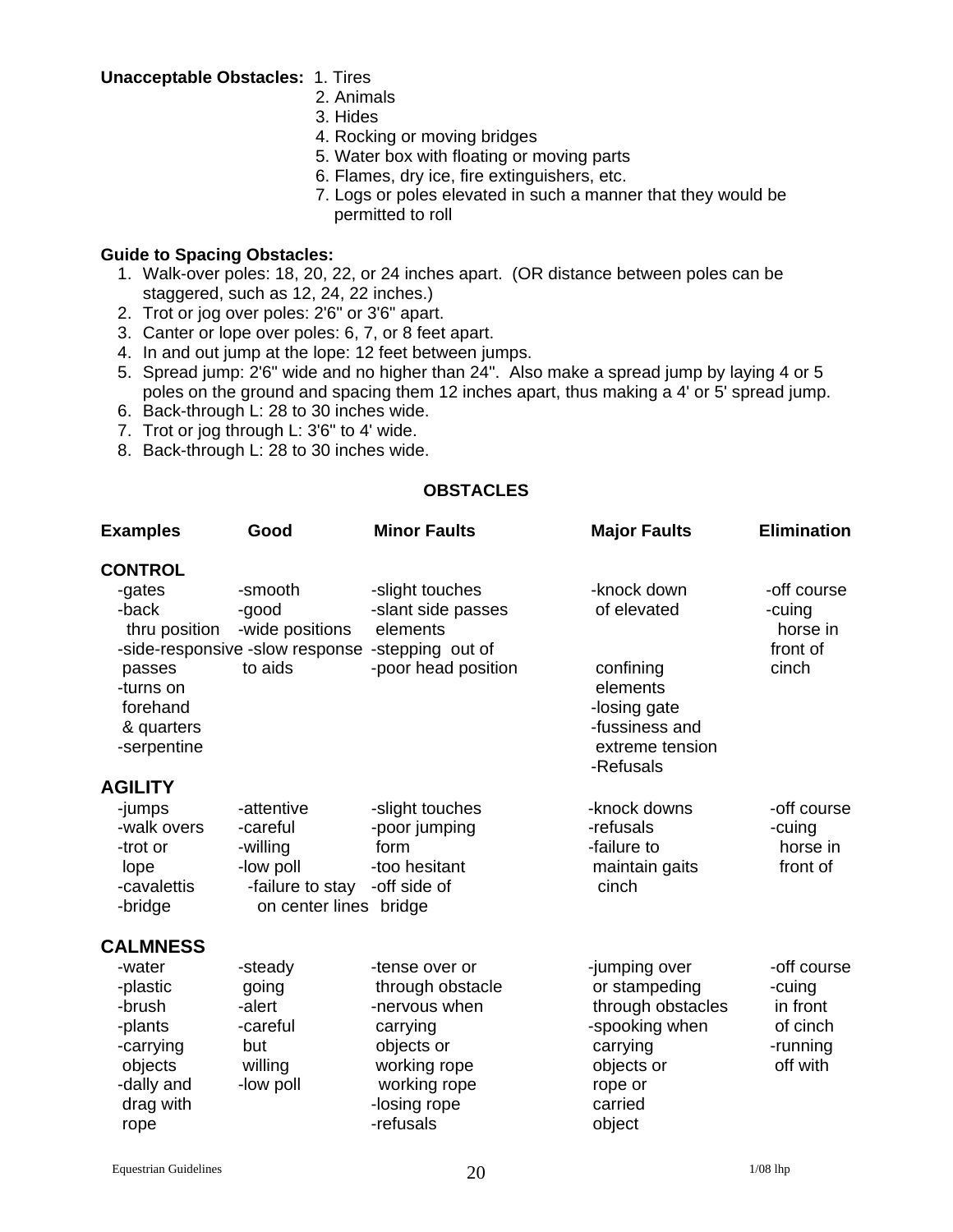**Unacceptable Obstacles:**
1. Tires
2. Animals
3. Hides
4. Rocking or moving bridges
5. Water box with floating or moving parts
6. Flames, dry ice, fire extinguishers, etc.
7. Logs or poles elevated in such a manner that they would be permitted to roll

**Guide to Spacing Obstacles:**

1. Walk-over poles: 18, 20, 22, or 24 inches apart. (OR distance between poles can be staggered, such as 12, 24, 22 inches.)
2. Trot or jog over poles: 2'6" or 3'6" apart.
3. Canter or lope over poles: 6, 7, or 8 feet apart.
4. In and out jump at the lope: 12 feet between jumps.
5. Spread jump: 2'6" wide and no higher than 24". Also make a spread jump by laying 4 or 5 poles on the ground and spacing them 12 inches apart, thus making a 4' or 5' spread jump.
6. Back-through L: 28 to 30 inches wide.
7. Trot or jog through L: 3'6" to 4' wide.
8. Back-through L: 28 to 30 inches wide.

## OBSTACLES

| Examples | Good | Minor Faults | Major Faults | Elimination |
|---|---|---|---|---|
| **CONTROL** | | | | |
| -gates<br>-back thru position<br>-side-passes<br>-turns on forehand & quarters<br>-serpentine | -smooth<br>-good<br>-wide positions<br>-responsive<br>-slow response to aids | -slight touches<br>-slant side passes elements<br>-stepping out of<br>-poor head position | -knock down of elevated confining elements<br>-losing gate<br>-fussiness and extreme tension<br>-Refusals | -off course<br>-cuing horse in front of cinch |
| **AGILITY** | | | | |
| -jumps<br>-walk overs<br>-trot or lope<br>-cavalettis<br>-bridge | -attentive<br>-careful<br>-willing<br>-low poll<br>-failure to stay on center lines | -slight touches<br>-poor jumping form<br>-too hesitant<br>-off side of bridge | -knock downs<br>-refusals<br>-failure to maintain gaits | -off course<br>-cuing horse in front of cinch |
| **CALMNESS** | | | | |
| -water<br>-plastic<br>-brush<br>-plants<br>-carrying objects<br>-dally and drag with rope | -steady going<br>-alert<br>-careful but willing<br>-low poll | -tense over or through obstacle<br>-nervous when carrying objects or working rope<br>-losing rope<br>-refusals | -jumping over or stampeding through obstacles<br>-spooking when carrying objects or rope or carried object | -off course<br>-cuing in front of cinch<br>-running off with |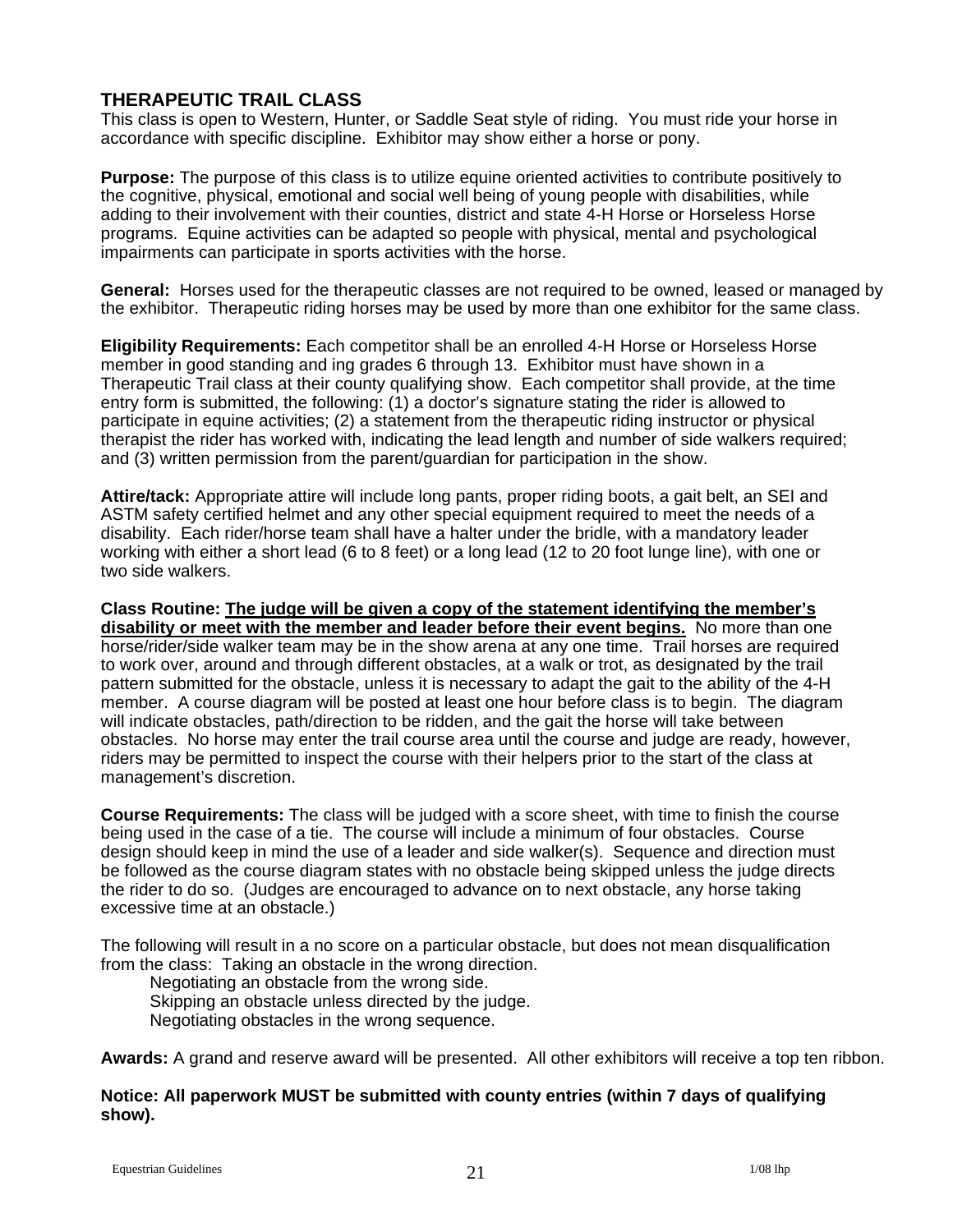## THERAPEUTIC TRAIL CLASS

This class is open to Western, Hunter, or Saddle Seat style of riding. You must ride your horse in accordance with specific discipline. Exhibitor may show either a horse or pony.

**Purpose:** The purpose of this class is to utilize equine oriented activities to contribute positively to the cognitive, physical, emotional and social well being of young people with disabilities, while adding to their involvement with their counties, district and state 4-H Horse or Horseless Horse programs. Equine activities can be adapted so people with physical, mental and psychological impairments can participate in sports activities with the horse.

**General:** Horses used for the therapeutic classes are not required to be owned, leased or managed by the exhibitor. Therapeutic riding horses may be used by more than one exhibitor for the same class.

**Eligibility Requirements:** Each competitor shall be an enrolled 4-H Horse or Horseless Horse member in good standing and ing grades 6 through 13. Exhibitor must have shown in a Therapeutic Trail class at their county qualifying show. Each competitor shall provide, at the time entry form is submitted, the following: (1) a doctor's signature stating the rider is allowed to participate in equine activities; (2) a statement from the therapeutic riding instructor or physical therapist the rider has worked with, indicating the lead length and number of side walkers required; and (3) written permission from the parent/guardian for participation in the show.

**Attire/tack:** Appropriate attire will include long pants, proper riding boots, a gait belt, an SEI and ASTM safety certified helmet and any other special equipment required to meet the needs of a disability. Each rider/horse team shall have a halter under the bridle, with a mandatory leader working with either a short lead (6 to 8 feet) or a long lead (12 to 20 foot lunge line), with one or two side walkers.

**Class Routine: <u>The judge will be given a copy of the statement identifying the member's disability or meet with the member and leader before their event begins.</u>** No more than one horse/rider/side walker team may be in the show arena at any one time. Trail horses are required to work over, around and through different obstacles, at a walk or trot, as designated by the trail pattern submitted for the obstacle, unless it is necessary to adapt the gait to the ability of the 4-H member. A course diagram will be posted at least one hour before class is to begin. The diagram will indicate obstacles, path/direction to be ridden, and the gait the horse will take between obstacles. No horse may enter the trail course area until the course and judge are ready, however, riders may be permitted to inspect the course with their helpers prior to the start of the class at management's discretion.

**Course Requirements:** The class will be judged with a score sheet, with time to finish the course being used in the case of a tie. The course will include a minimum of four obstacles. Course design should keep in mind the use of a leader and side walker(s). Sequence and direction must be followed as the course diagram states with no obstacle being skipped unless the judge directs the rider to do so. (Judges are encouraged to advance on to next obstacle, any horse taking excessive time at an obstacle.)

The following will result in a no score on a particular obstacle, but does not mean disqualification from the class: Taking an obstacle in the wrong direction.

Negotiating an obstacle from the wrong side.
Skipping an obstacle unless directed by the judge.
Negotiating obstacles in the wrong sequence.

**Awards:** A grand and reserve award will be presented. All other exhibitors will receive a top ten ribbon.

**Notice: All paperwork MUST be submitted with county entries (within 7 days of qualifying show).**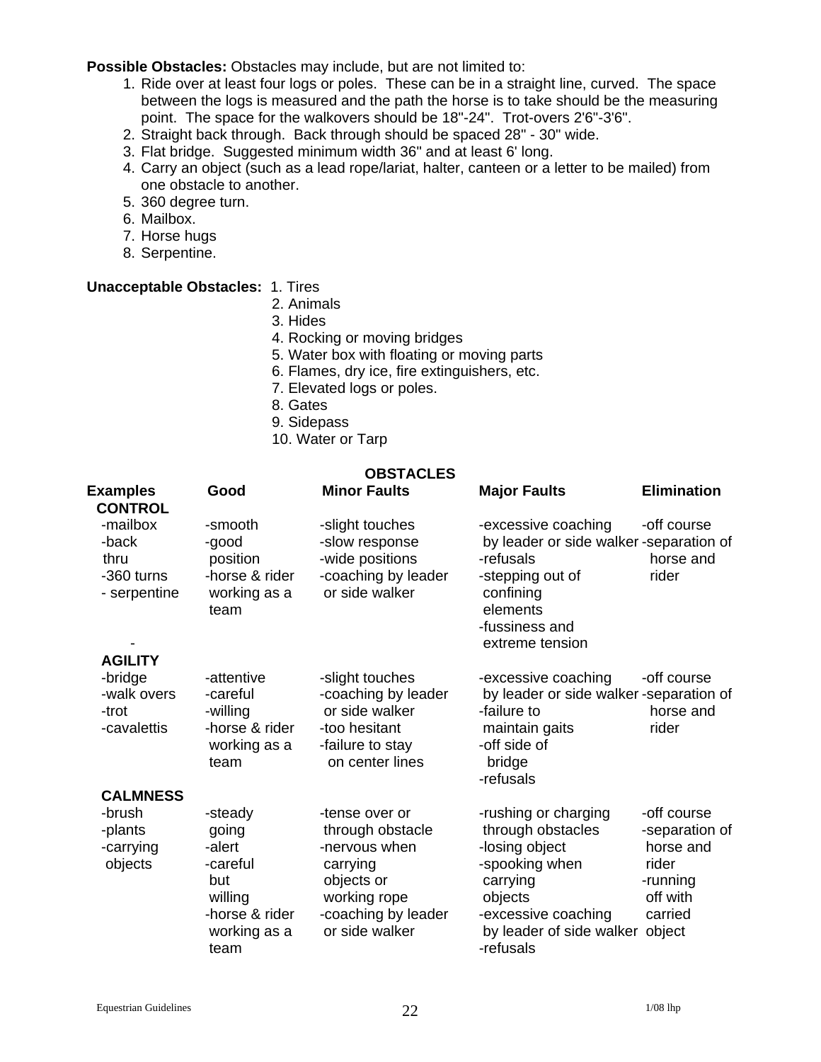**Possible Obstacles:** Obstacles may include, but are not limited to:

1. Ride over at least four logs or poles. These can be in a straight line, curved. The space between the logs is measured and the path the horse is to take should be the measuring point. The space for the walkovers should be 18"-24". Trot-overs 2'6"-3'6".
2. Straight back through. Back through should be spaced 28" - 30" wide.
3. Flat bridge. Suggested minimum width 36" and at least 6' long.
4. Carry an object (such as a lead rope/lariat, halter, canteen or a letter to be mailed) from one obstacle to another.
5. 360 degree turn.
6. Mailbox.
7. Horse hugs
8. Serpentine.

**Unacceptable Obstacles:**

1. Tires
2. Animals
3. Hides
4. Rocking or moving bridges
5. Water box with floating or moving parts
6. Flames, dry ice, fire extinguishers, etc.
7. Elevated logs or poles.
8. Gates
9. Sidepass
10. Water or Tarp

**OBSTACLES**

| Examples | Good | Minor Faults | Major Faults | Elimination |
|---|---|---|---|---|
| **CONTROL**<br>-mailbox<br>-back thru<br>-360 turns<br>- serpentine<br>- | -smooth<br>-good position<br>-horse & rider working as a team | -slight touches<br>-slow response<br>-wide positions<br>-coaching by leader or side walker | -excessive coaching by leader or side walker<br>-refusals<br>-stepping out of confining elements<br>-fussiness and extreme tension | -off course<br>-separation of horse and rider |
| **AGILITY**<br>-bridge<br>-walk overs<br>-trot<br>-cavalettis | -attentive<br>-careful<br>-willing<br>-horse & rider working as a team | -slight touches<br>-coaching by leader or side walker<br>-too hesitant<br>-failure to stay on center lines | -excessive coaching by leader or side walker<br>-failure to maintain gaits<br>-off side of bridge<br>-refusals | -off course<br>-separation of horse and rider |
| **CALMNESS**<br>-brush<br>-plants<br>-carrying objects | -steady going<br>-alert<br>-careful but willing<br>-horse & rider working as a team | -tense over or through obstacle<br>-nervous when carrying objects or working rope<br>-coaching by leader or side walker | -rushing or charging through obstacles<br>-losing object<br>-spooking when carrying objects<br>-excessive coaching by leader of side walker<br>-refusals | -off course<br>-separation of horse and rider<br>-running off with carried object |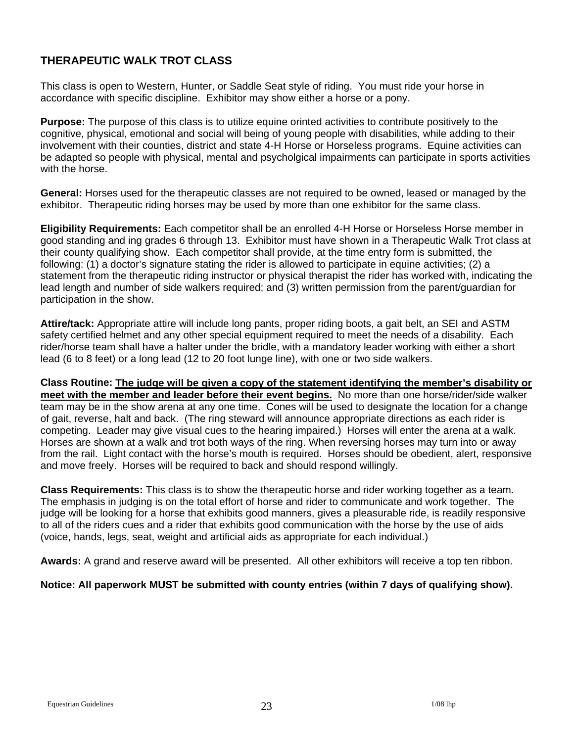## THERAPEUTIC WALK TROT CLASS

This class is open to Western, Hunter, or Saddle Seat style of riding. You must ride your horse in accordance with specific discipline. Exhibitor may show either a horse or a pony.

**Purpose:** The purpose of this class is to utilize equine orinted activities to contribute positively to the cognitive, physical, emotional and social will being of young people with disabilities, while adding to their involvement with their counties, district and state 4-H Horse or Horseless programs. Equine activities can be adapted so people with physical, mental and psycholgical impairments can participate in sports activities with the horse.

**General:** Horses used for the therapeutic classes are not required to be owned, leased or managed by the exhibitor. Therapeutic riding horses may be used by more than one exhibitor for the same class.

**Eligibility Requirements:** Each competitor shall be an enrolled 4-H Horse or Horseless Horse member in good standing and ing grades 6 through 13. Exhibitor must have shown in a Therapeutic Walk Trot class at their county qualifying show. Each competitor shall provide, at the time entry form is submitted, the following: (1) a doctor's signature stating the rider is allowed to participate in equine activities; (2) a statement from the therapeutic riding instructor or physical therapist the rider has worked with, indicating the lead length and number of side walkers required; and (3) written permission from the parent/guardian for participation in the show.

**Attire/tack:** Appropriate attire will include long pants, proper riding boots, a gait belt, an SEI and ASTM safety certified helmet and any other special equipment required to meet the needs of a disability. Each rider/horse team shall have a halter under the bridle, with a mandatory leader working with either a short lead (6 to 8 feet) or a long lead (12 to 20 foot lunge line), with one or two side walkers.

**Class Routine: <u>The judge will be given a copy of the statement identifying the member's disability or meet with the member and leader before their event begins.</u>** No more than one horse/rider/side walker team may be in the show arena at any one time. Cones will be used to designate the location for a change of gait, reverse, halt and back. (The ring steward will announce appropriate directions as each rider is competing. Leader may give visual cues to the hearing impaired.) Horses will enter the arena at a walk. Horses are shown at a walk and trot both ways of the ring. When reversing horses may turn into or away from the rail. Light contact with the horse's mouth is required. Horses should be obedient, alert, responsive and move freely. Horses will be required to back and should respond willingly.

**Class Requirements:** This class is to show the therapeutic horse and rider working together as a team. The emphasis in judging is on the total effort of horse and rider to communicate and work together. The judge will be looking for a horse that exhibits good manners, gives a pleasurable ride, is readily responsive to all of the riders cues and a rider that exhibits good communication with the horse by the use of aids (voice, hands, legs, seat, weight and artificial aids as appropriate for each individual.)

**Awards:** A grand and reserve award will be presented. All other exhibitors will receive a top ten ribbon.

**Notice: All paperwork MUST be submitted with county entries (within 7 days of qualifying show).**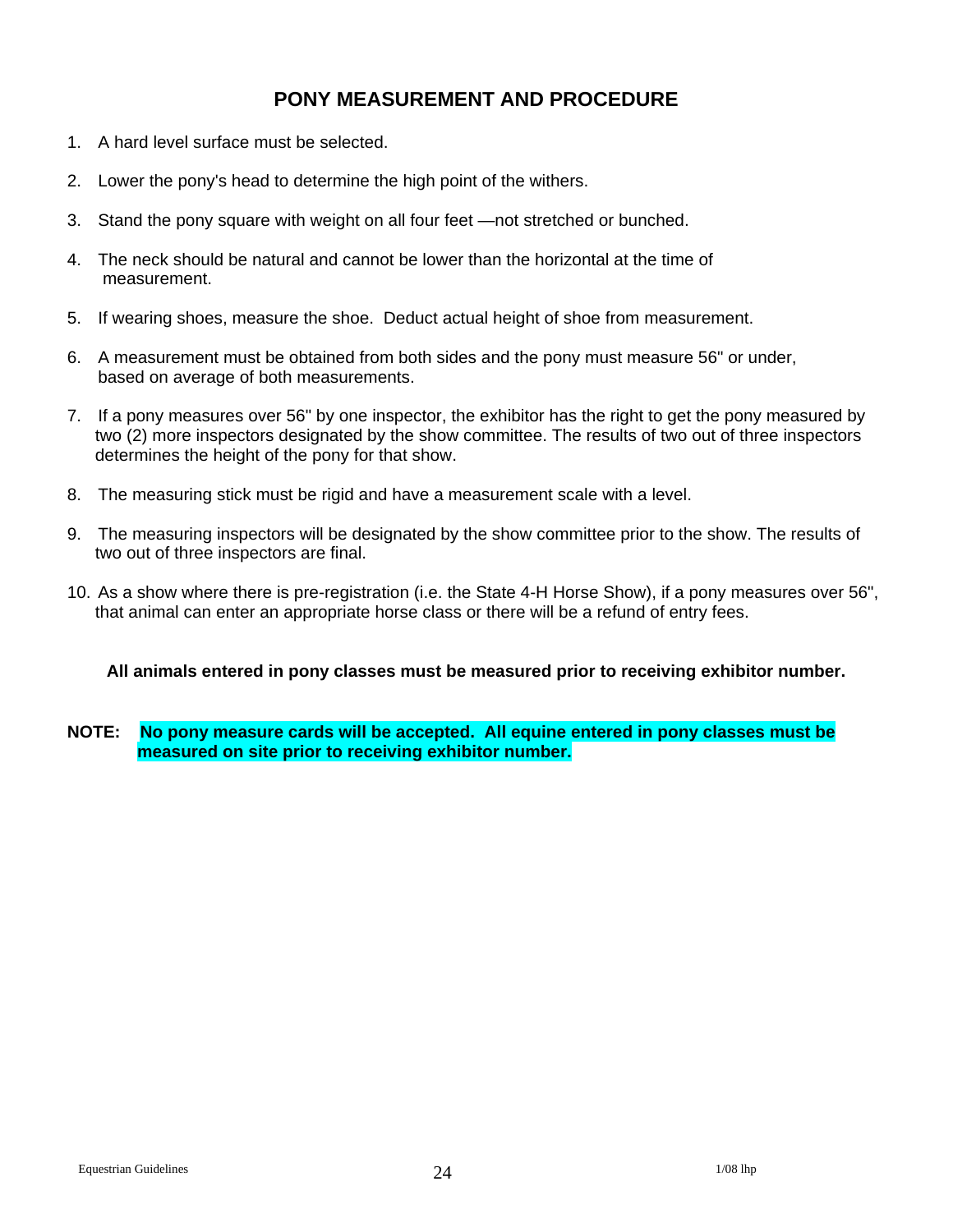## PONY MEASUREMENT AND PROCEDURE

1. A hard level surface must be selected.
2. Lower the pony's head to determine the high point of the withers.
3. Stand the pony square with weight on all four feet —not stretched or bunched.
4. The neck should be natural and cannot be lower than the horizontal at the time of measurement.
5. If wearing shoes, measure the shoe. Deduct actual height of shoe from measurement.
6. A measurement must be obtained from both sides and the pony must measure 56" or under, based on average of both measurements.
7. If a pony measures over 56" by one inspector, the exhibitor has the right to get the pony measured by two (2) more inspectors designated by the show committee. The results of two out of three inspectors determines the height of the pony for that show.
8. The measuring stick must be rigid and have a measurement scale with a level.
9. The measuring inspectors will be designated by the show committee prior to the show. The results of two out of three inspectors are final.
10. As a show where there is pre-registration (i.e. the State 4-H Horse Show), if a pony measures over 56", that animal can enter an appropriate horse class or there will be a refund of entry fees.

**All animals entered in pony classes must be measured prior to receiving exhibitor number.**

**NOTE:** **No pony measure cards will be accepted. All equine entered in pony classes must be measured on site prior to receiving exhibitor number.**